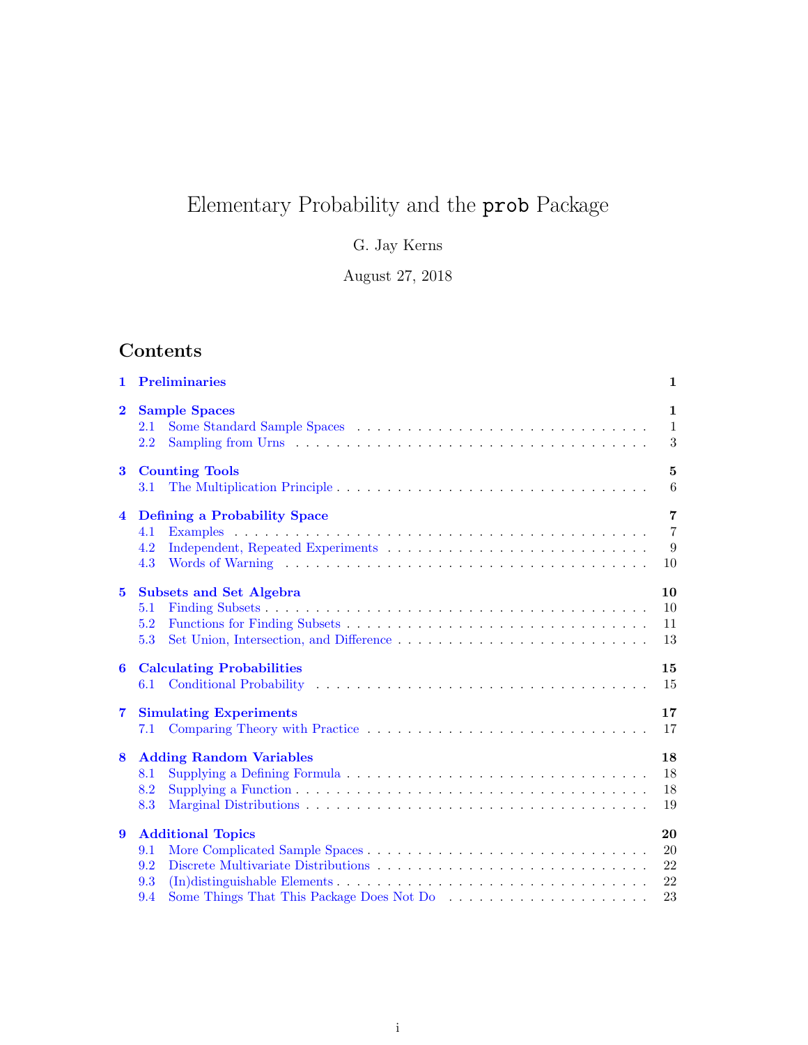# Elementary Probability and the `prob` Package

G. Jay Kerns

August 27, 2018

## Contents

**1 Preliminaries** — 1

**2 Sample Spaces** — 1
- 2.1 Some Standard Sample Spaces — 1
- 2.2 Sampling from Urns — 3

**3 Counting Tools** — 5
- 3.1 The Multiplication Principle — 6

**4 Defining a Probability Space** — 7
- 4.1 Examples — 7
- 4.2 Independent, Repeated Experiments — 9
- 4.3 Words of Warning — 10

**5 Subsets and Set Algebra** — 10
- 5.1 Finding Subsets — 10
- 5.2 Functions for Finding Subsets — 11
- 5.3 Set Union, Intersection, and Difference — 13

**6 Calculating Probabilities** — 15
- 6.1 Conditional Probability — 15

**7 Simulating Experiments** — 17
- 7.1 Comparing Theory with Practice — 17

**8 Adding Random Variables** — 18
- 8.1 Supplying a Defining Formula — 18
- 8.2 Supplying a Function — 18
- 8.3 Marginal Distributions — 19

**9 Additional Topics** — 20
- 9.1 More Complicated Sample Spaces — 20
- 9.2 Discrete Multivariate Distributions — 22
- 9.3 (In)distinguishable Elements — 22
- 9.4 Some Things That This Package Does Not Do — 23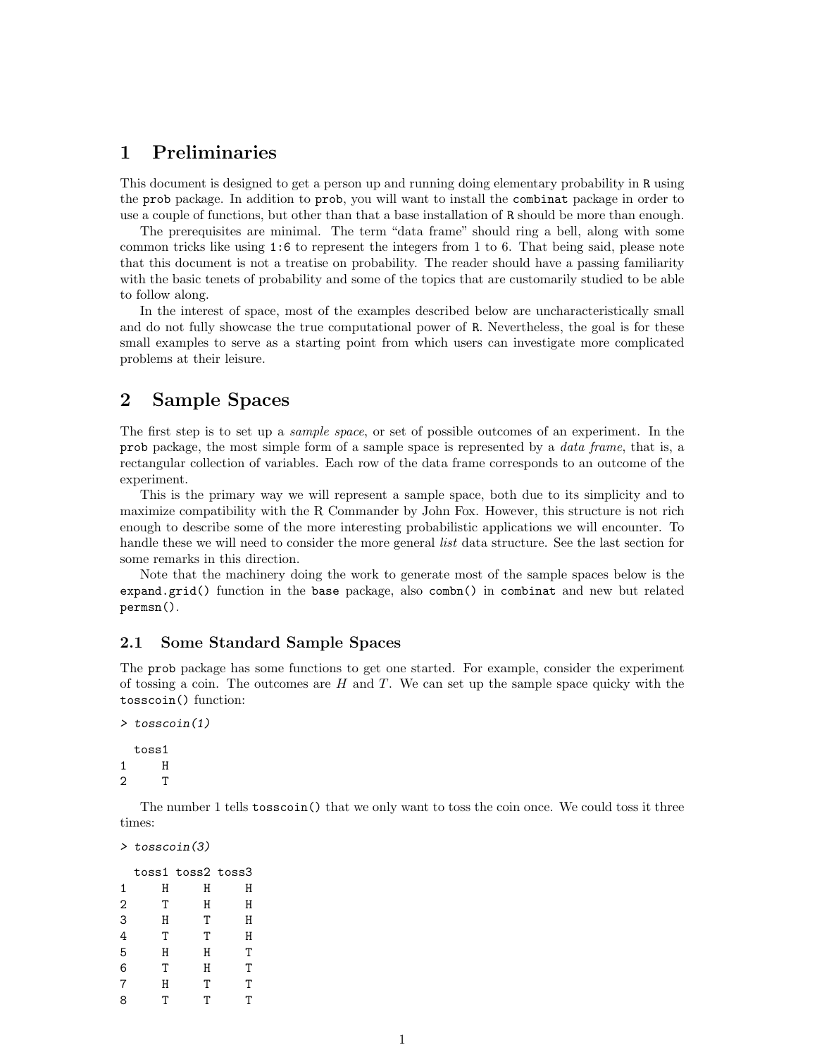# 1 Preliminaries

This document is designed to get a person up and running doing elementary probability in `R` using the `prob` package. In addition to `prob`, you will want to install the `combinat` package in order to use a couple of functions, but other than that a base installation of `R` should be more than enough.

The prerequisites are minimal. The term "data frame" should ring a bell, along with some common tricks like using `1:6` to represent the integers from 1 to 6. That being said, please note that this document is not a treatise on probability. The reader should have a passing familiarity with the basic tenets of probability and some of the topics that are customarily studied to be able to follow along.

In the interest of space, most of the examples described below are uncharacteristically small and do not fully showcase the true computational power of `R`. Nevertheless, the goal is for these small examples to serve as a starting point from which users can investigate more complicated problems at their leisure.

# 2 Sample Spaces

The first step is to set up a *sample space*, or set of possible outcomes of an experiment. In the `prob` package, the most simple form of a sample space is represented by a *data frame*, that is, a rectangular collection of variables. Each row of the data frame corresponds to an outcome of the experiment.

This is the primary way we will represent a sample space, both due to its simplicity and to maximize compatibility with the R Commander by John Fox. However, this structure is not rich enough to describe some of the more interesting probabilistic applications we will encounter. To handle these we will need to consider the more general *list* data structure. See the last section for some remarks in this direction.

Note that the machinery doing the work to generate most of the sample spaces below is the `expand.grid()` function in the `base` package, also `combn()` in `combinat` and new but related `permsn()`.

## 2.1 Some Standard Sample Spaces

The `prob` package has some functions to get one started. For example, consider the experiment of tossing a coin. The outcomes are $H$ and $T$. We can set up the sample space quicky with the `tosscoin()` function:

```
> tosscoin(1)

  toss1
1     H
2     T
```

The number 1 tells `tosscoin()` that we only want to toss the coin once. We could toss it three times:

```
> tosscoin(3)

  toss1 toss2 toss3
1     H     H     H
2     T     H     H
3     H     T     H
4     T     T     H
5     H     H     T
6     T     H     T
7     H     T     T
8     T     T     T
```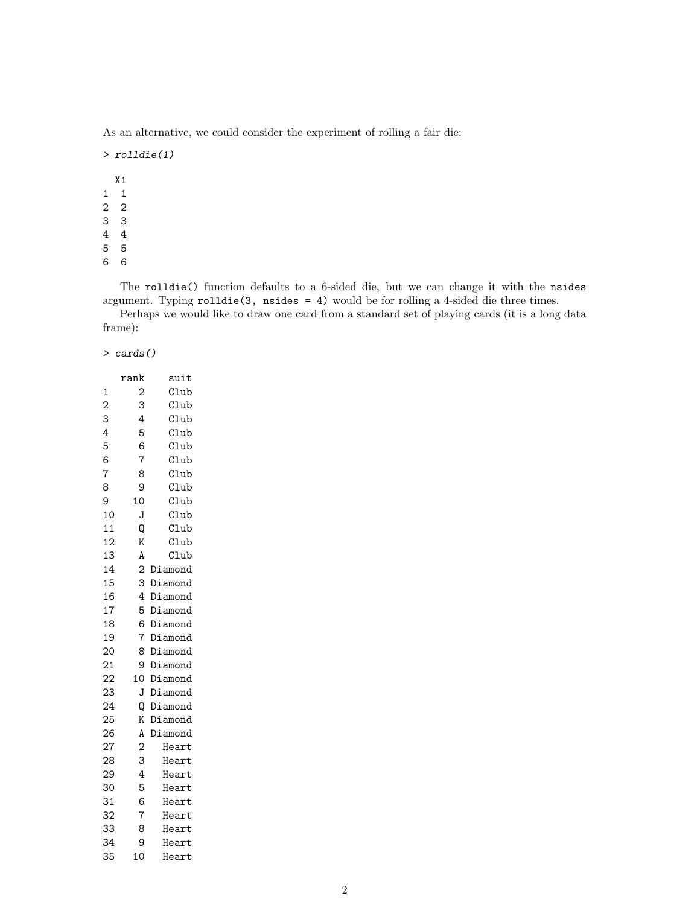As an alternative, we could consider the experiment of rolling a fair die:

```
> rolldie(1)

  X1
1  1
2  2
3  3
4  4
5  5
6  6
```

The `rolldie()` function defaults to a 6-sided die, but we can change it with the `nsides` argument. Typing `rolldie(3, nsides = 4)` would be for rolling a 4-sided die three times.

Perhaps we would like to draw one card from a standard set of playing cards (it is a long data frame):

```
> cards()

   rank    suit
1     2    Club
2     3    Club
3     4    Club
4     5    Club
5     6    Club
6     7    Club
7     8    Club
8     9    Club
9    10    Club
10    J    Club
11    Q    Club
12    K    Club
13    A    Club
14    2 Diamond
15    3 Diamond
16    4 Diamond
17    5 Diamond
18    6 Diamond
19    7 Diamond
20    8 Diamond
21    9 Diamond
22   10 Diamond
23    J Diamond
24    Q Diamond
25    K Diamond
26    A Diamond
27    2   Heart
28    3   Heart
29    4   Heart
30    5   Heart
31    6   Heart
32    7   Heart
33    8   Heart
34    9   Heart
35   10   Heart
```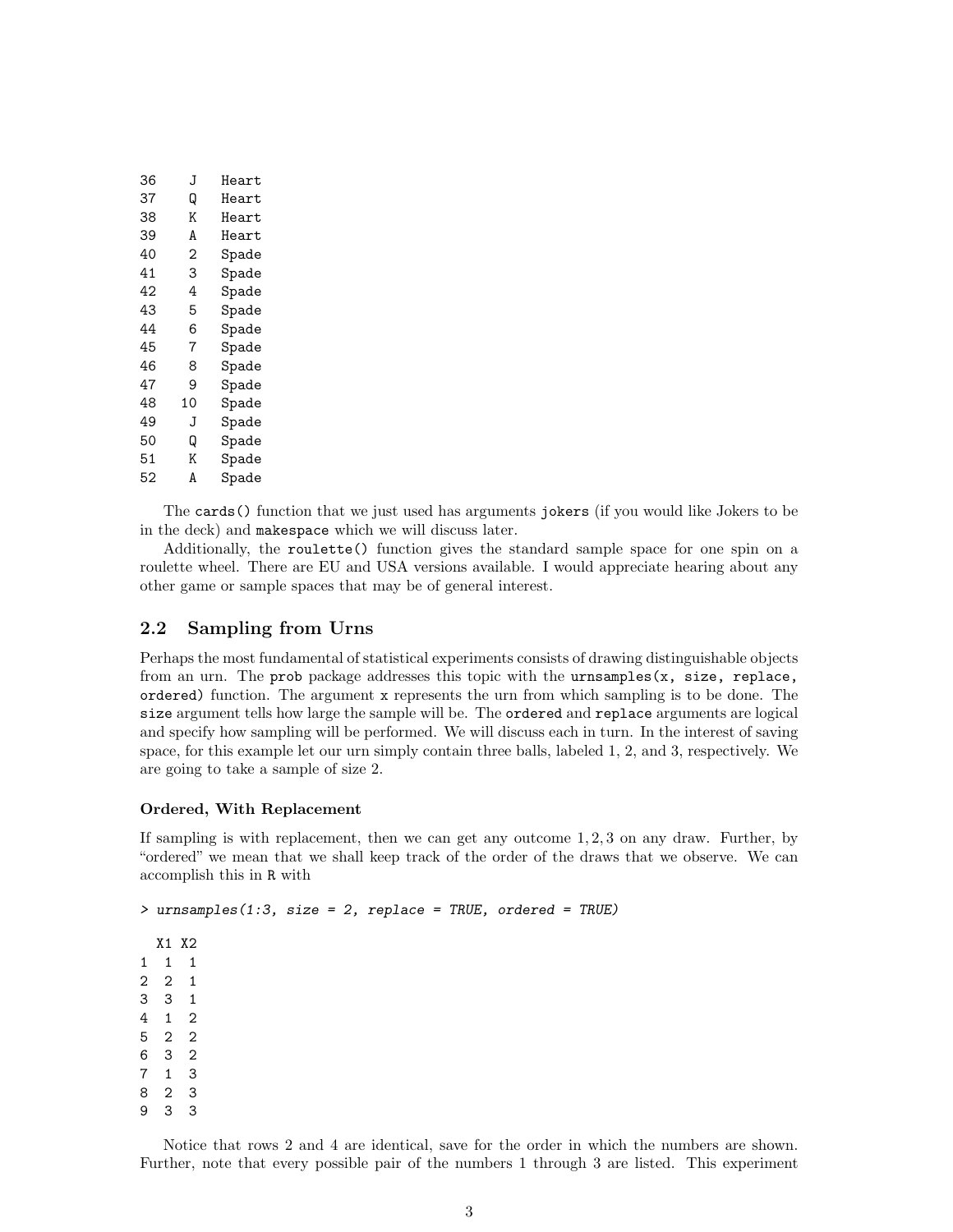```
36    J  Heart
37    Q  Heart
38    K  Heart
39    A  Heart
40    2  Spade
41    3  Spade
42    4  Spade
43    5  Spade
44    6  Spade
45    7  Spade
46    8  Spade
47    9  Spade
48   10  Spade
49    J  Spade
50    Q  Spade
51    K  Spade
52    A  Spade
```

The `cards()` function that we just used has arguments `jokers` (if you would like Jokers to be in the deck) and `makespace` which we will discuss later.

Additionally, the `roulette()` function gives the standard sample space for one spin on a roulette wheel. There are EU and USA versions available. I would appreciate hearing about any other game or sample spaces that may be of general interest.

## 2.2 Sampling from Urns

Perhaps the most fundamental of statistical experiments consists of drawing distinguishable objects from an urn. The `prob` package addresses this topic with the `urnsamples(x, size, replace, ordered)` function. The argument `x` represents the urn from which sampling is to be done. The `size` argument tells how large the sample will be. The `ordered` and `replace` arguments are logical and specify how sampling will be performed. We will discuss each in turn. In the interest of saving space, for this example let our urn simply contain three balls, labeled 1, 2, and 3, respectively. We are going to take a sample of size 2.

### Ordered, With Replacement

If sampling is with replacement, then we can get any outcome 1, 2, 3 on any draw. Further, by "ordered" we mean that we shall keep track of the order of the draws that we observe. We can accomplish this in R with

```
> urnsamples(1:3, size = 2, replace = TRUE, ordered = TRUE)

  X1 X2
1  1  1
2  2  1
3  3  1
4  1  2
5  2  2
6  3  2
7  1  3
8  2  3
9  3  3
```

Notice that rows 2 and 4 are identical, save for the order in which the numbers are shown. Further, note that every possible pair of the numbers 1 through 3 are listed. This experiment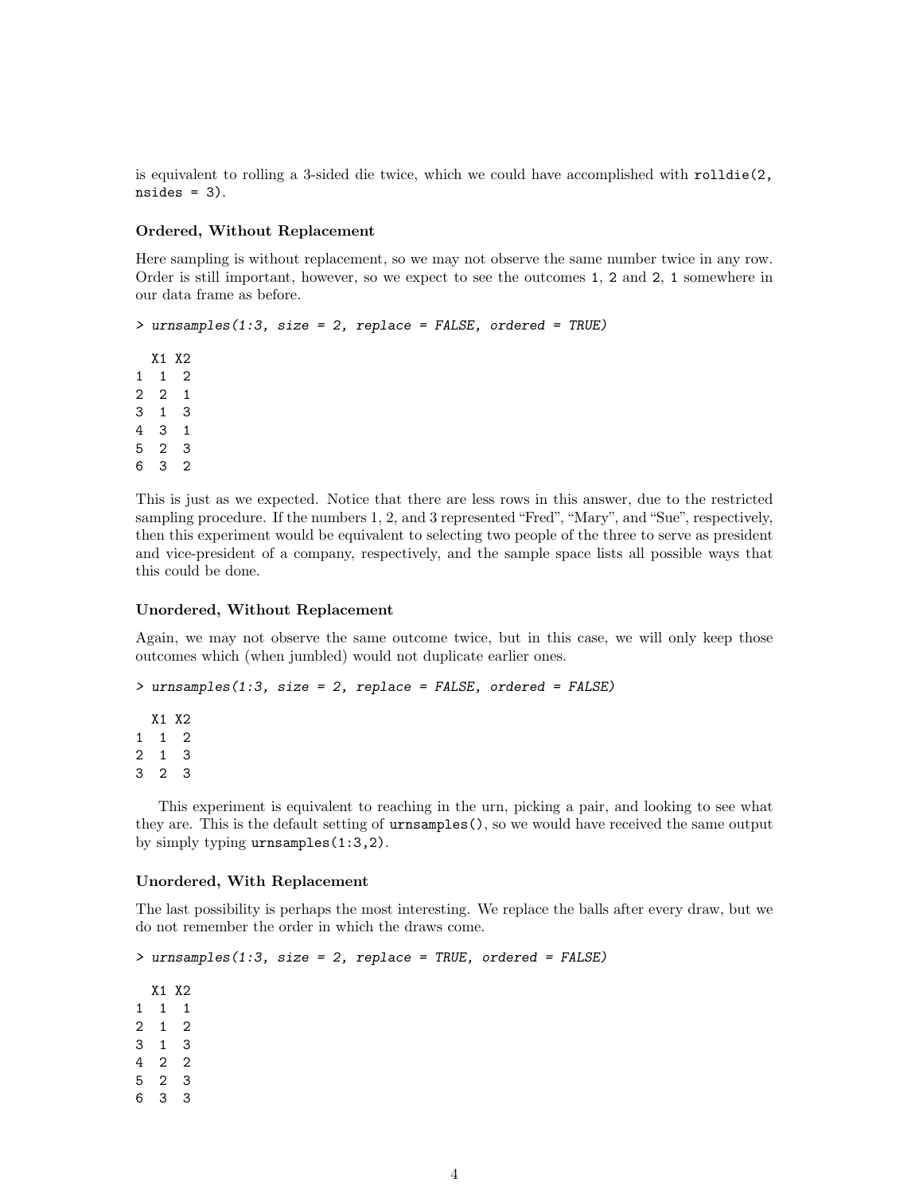is equivalent to rolling a 3-sided die twice, which we could have accomplished with `rolldie(2, nsides = 3)`.

#### Ordered, Without Replacement

Here sampling is without replacement, so we may not observe the same number twice in any row. Order is still important, however, so we expect to see the outcomes `1, 2` and `2, 1` somewhere in our data frame as before.

```
> urnsamples(1:3, size = 2, replace = FALSE, ordered = TRUE)

  X1 X2
1  1  2
2  2  1
3  1  3
4  3  1
5  2  3
6  3  2
```

This is just as we expected. Notice that there are less rows in this answer, due to the restricted sampling procedure. If the numbers 1, 2, and 3 represented "Fred", "Mary", and "Sue", respectively, then this experiment would be equivalent to selecting two people of the three to serve as president and vice-president of a company, respectively, and the sample space lists all possible ways that this could be done.

#### Unordered, Without Replacement

Again, we may not observe the same outcome twice, but in this case, we will only keep those outcomes which (when jumbled) would not duplicate earlier ones.

```
> urnsamples(1:3, size = 2, replace = FALSE, ordered = FALSE)

  X1 X2
1  1  2
2  1  3
3  2  3
```

This experiment is equivalent to reaching in the urn, picking a pair, and looking to see what they are. This is the default setting of `urnsamples()`, so we would have received the same output by simply typing `urnsamples(1:3,2)`.

#### Unordered, With Replacement

The last possibility is perhaps the most interesting. We replace the balls after every draw, but we do not remember the order in which the draws come.

```
> urnsamples(1:3, size = 2, replace = TRUE, ordered = FALSE)

  X1 X2
1  1  1
2  1  2
3  1  3
4  2  2
5  2  3
6  3  3
```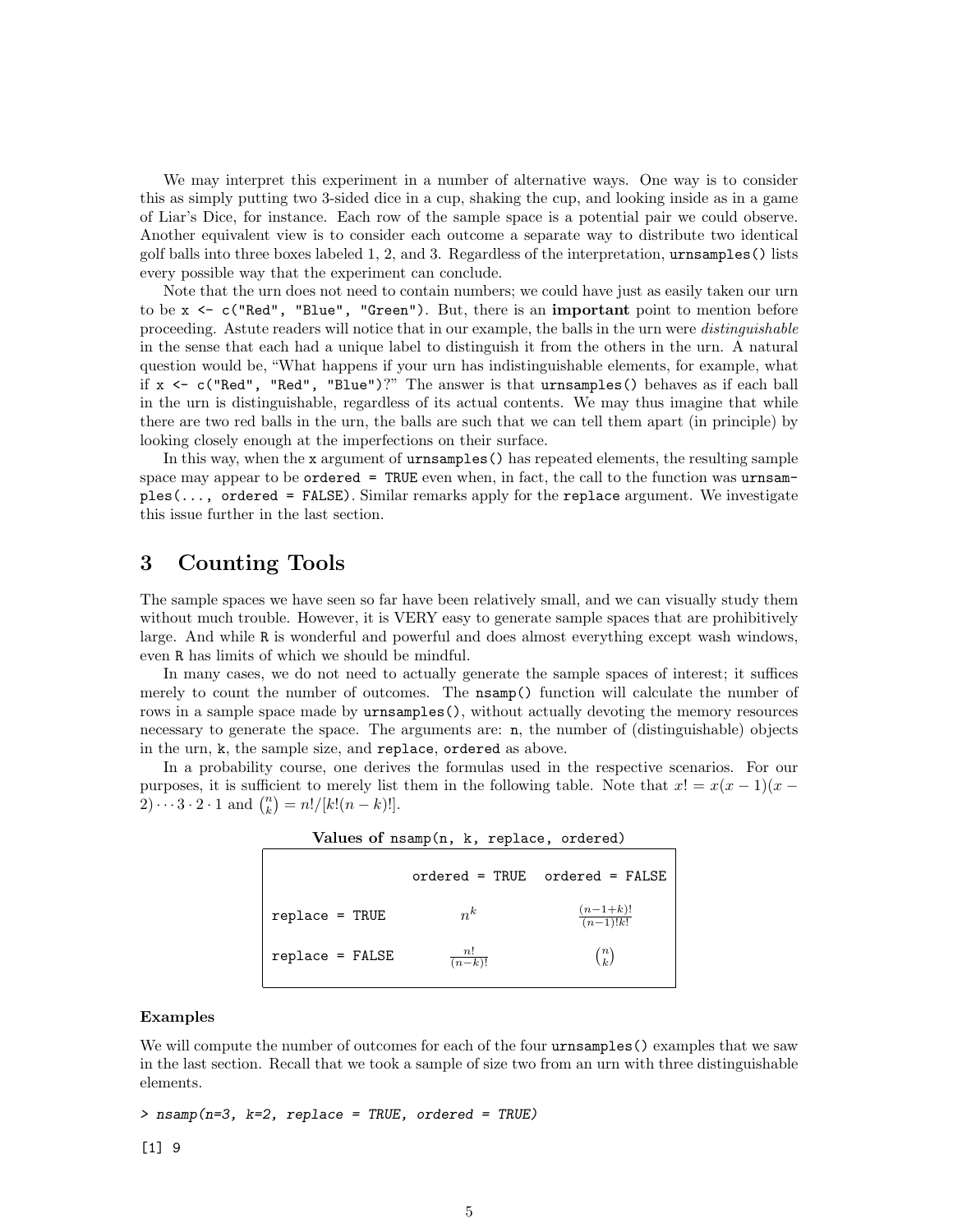We may interpret this experiment in a number of alternative ways. One way is to consider this as simply putting two 3-sided dice in a cup, shaking the cup, and looking inside as in a game of Liar's Dice, for instance. Each row of the sample space is a potential pair we could observe. Another equivalent view is to consider each outcome a separate way to distribute two identical golf balls into three boxes labeled 1, 2, and 3. Regardless of the interpretation, `urnsamples()` lists every possible way that the experiment can conclude.

Note that the urn does not need to contain numbers; we could have just as easily taken our urn to be `x <- c("Red", "Blue", "Green")`. But, there is an **important** point to mention before proceeding. Astute readers will notice that in our example, the balls in the urn were *distinguishable* in the sense that each had a unique label to distinguish it from the others in the urn. A natural question would be, "What happens if your urn has indistinguishable elements, for example, what if `x <- c("Red", "Red", "Blue")`?" The answer is that `urnsamples()` behaves as if each ball in the urn is distinguishable, regardless of its actual contents. We may thus imagine that while there are two red balls in the urn, the balls are such that we can tell them apart (in principle) by looking closely enough at the imperfections on their surface.

In this way, when the `x` argument of `urnsamples()` has repeated elements, the resulting sample space may appear to be `ordered = TRUE` even when, in fact, the call to the function was `urnsamples(..., ordered = FALSE)`. Similar remarks apply for the `replace` argument. We investigate this issue further in the last section.

# 3 Counting Tools

The sample spaces we have seen so far have been relatively small, and we can visually study them without much trouble. However, it is VERY easy to generate sample spaces that are prohibitively large. And while `R` is wonderful and powerful and does almost everything except wash windows, even `R` has limits of which we should be mindful.

In many cases, we do not need to actually generate the sample spaces of interest; it suffices merely to count the number of outcomes. The `nsamp()` function will calculate the number of rows in a sample space made by `urnsamples()`, without actually devoting the memory resources necessary to generate the space. The arguments are: `n`, the number of (distinguishable) objects in the urn, `k`, the sample size, and `replace`, `ordered` as above.

In a probability course, one derives the formulas used in the respective scenarios. For our purposes, it is sufficient to merely list them in the following table. Note that $x! = x(x-1)(x-2)\cdots 3 \cdot 2 \cdot 1$ and $\binom{n}{k} = n!/[k!(n-k)!]$.

**Values of `nsamp(n, k, replace, ordered)`**

| | `ordered = TRUE` | `ordered = FALSE` |
|---|---|---|
| `replace = TRUE` | $n^k$ | $\frac{(n-1+k)!}{(n-1)!k!}$ |
| `replace = FALSE` | $\frac{n!}{(n-k)!}$ | $\binom{n}{k}$ |

### Examples

We will compute the number of outcomes for each of the four `urnsamples()` examples that we saw in the last section. Recall that we took a sample of size two from an urn with three distinguishable elements.

```
> nsamp(n=3, k=2, replace = TRUE, ordered = TRUE)

[1] 9
```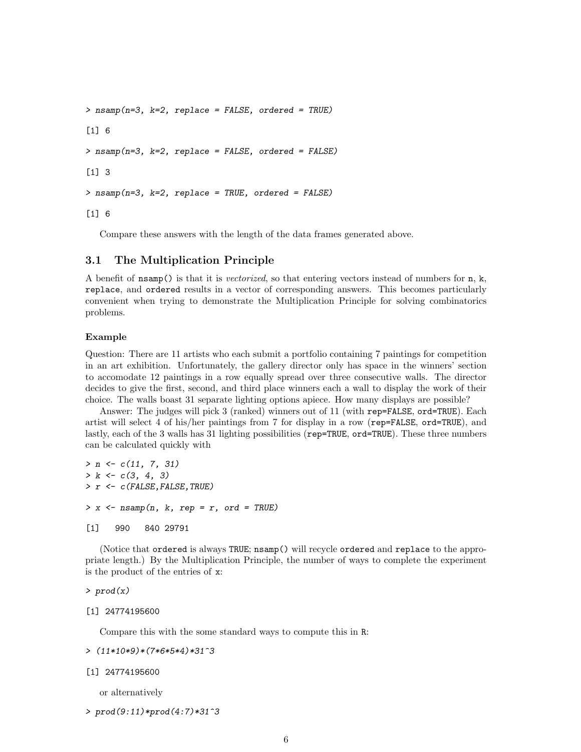```
> nsamp(n=3, k=2, replace = FALSE, ordered = TRUE)

[1] 6

> nsamp(n=3, k=2, replace = FALSE, ordered = FALSE)

[1] 3

> nsamp(n=3, k=2, replace = TRUE, ordered = FALSE)

[1] 6
```

Compare these answers with the length of the data frames generated above.

## 3.1 The Multiplication Principle

A benefit of `nsamp()` is that it is *vectorized*, so that entering vectors instead of numbers for `n`, `k`, `replace`, and `ordered` results in a vector of corresponding answers. This becomes particularly convenient when trying to demonstrate the Multiplication Principle for solving combinatorics problems.

### Example

Question: There are 11 artists who each submit a portfolio containing 7 paintings for competition in an art exhibition. Unfortunately, the gallery director only has space in the winners' section to accomodate 12 paintings in a row equally spread over three consecutive walls. The director decides to give the first, second, and third place winners each a wall to display the work of their choice. The walls boast 31 separate lighting options apiece. How many displays are possible?

Answer: The judges will pick 3 (ranked) winners out of 11 (with `rep=FALSE`, `ord=TRUE`). Each artist will select 4 of his/her paintings from 7 for display in a row (`rep=FALSE`, `ord=TRUE`), and lastly, each of the 3 walls has 31 lighting possibilities (`rep=TRUE`, `ord=TRUE`). These three numbers can be calculated quickly with

```
> n <- c(11, 7, 31)
> k <- c(3, 4, 3)
> r <- c(FALSE,FALSE,TRUE)

> x <- nsamp(n, k, rep = r, ord = TRUE)

[1]   990   840 29791
```

(Notice that `ordered` is always `TRUE`; `nsamp()` will recycle `ordered` and `replace` to the appropriate length.) By the Multiplication Principle, the number of ways to complete the experiment is the product of the entries of `x`:

```
> prod(x)

[1] 24774195600
```

Compare this with the some standard ways to compute this in R:

```
> (11*10*9)*(7*6*5*4)*31^3

[1] 24774195600
```

or alternatively

```
> prod(9:11)*prod(4:7)*31^3
```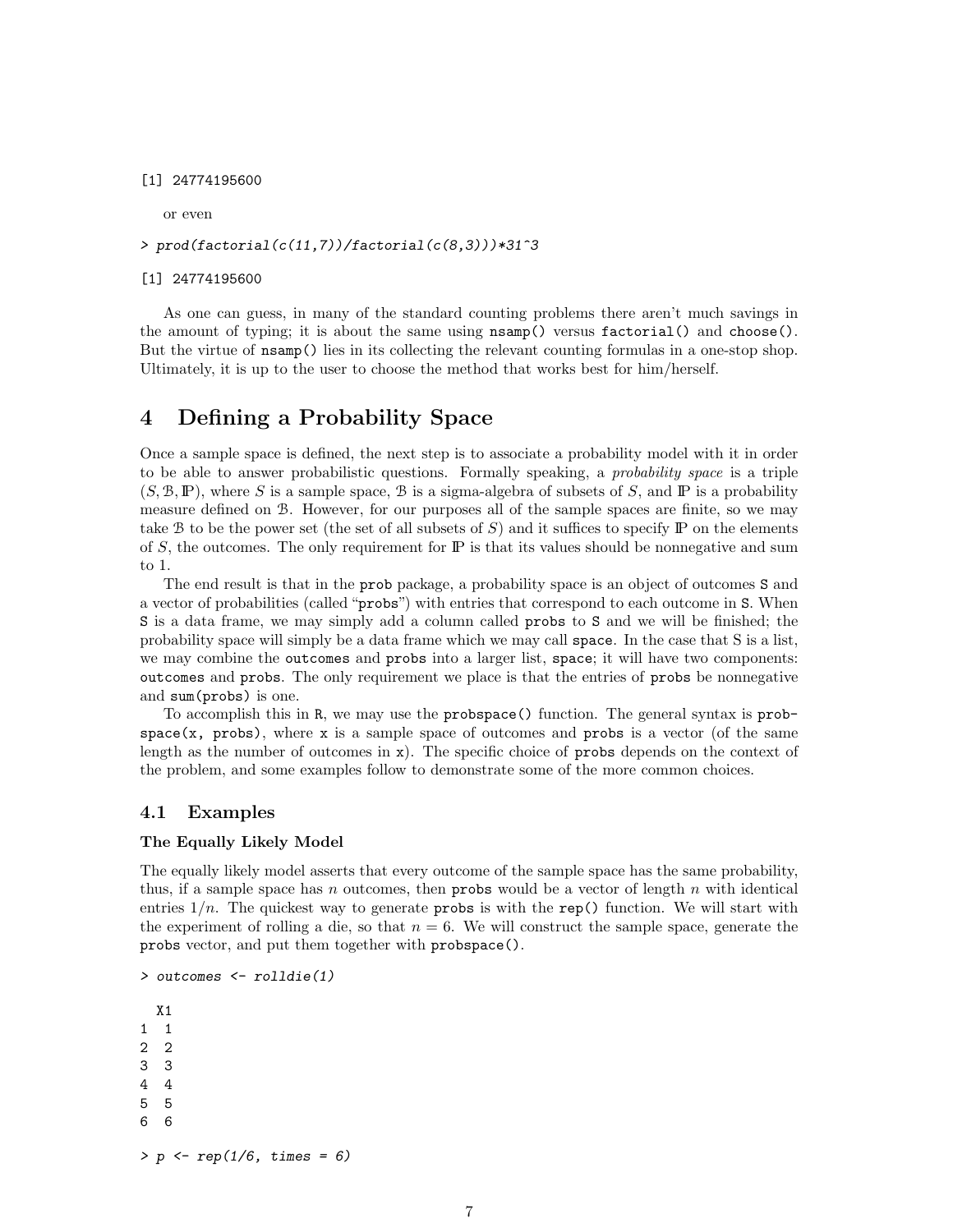```
[1] 24774195600
```

or even

```
> prod(factorial(c(11,7))/factorial(c(8,3)))*31^3
```

```
[1] 24774195600
```

As one can guess, in many of the standard counting problems there aren't much savings in the amount of typing; it is about the same using `nsamp()` versus `factorial()` and `choose()`. But the virtue of `nsamp()` lies in its collecting the relevant counting formulas in a one-stop shop. Ultimately, it is up to the user to choose the method that works best for him/herself.

# 4 Defining a Probability Space

Once a sample space is defined, the next step is to associate a probability model with it in order to be able to answer probabilistic questions. Formally speaking, a *probability space* is a triple $(S, \mathcal{B}, \mathbb{P})$, where $S$ is a sample space, $\mathcal{B}$ is a sigma-algebra of subsets of $S$, and $\mathbb{P}$ is a probability measure defined on $\mathcal{B}$. However, for our purposes all of the sample spaces are finite, so we may take $\mathcal{B}$ to be the power set (the set of all subsets of $S$) and it suffices to specify $\mathbb{P}$ on the elements of $S$, the outcomes. The only requirement for $\mathbb{P}$ is that its values should be nonnegative and sum to 1.

The end result is that in the `prob` package, a probability space is an object of outcomes `S` and a vector of probabilities (called "`probs`") with entries that correspond to each outcome in `S`. When `S` is a data frame, we may simply add a column called `probs` to `S` and we will be finished; the probability space will simply be a data frame which we may call `space`. In the case that S is a list, we may combine the `outcomes` and `probs` into a larger list, `space`; it will have two components: `outcomes` and `probs`. The only requirement we place is that the entries of `probs` be nonnegative and `sum(probs)` is one.

To accomplish this in R, we may use the `probspace()` function. The general syntax is `probspace(x, probs)`, where `x` is a sample space of outcomes and `probs` is a vector (of the same length as the number of outcomes in `x`). The specific choice of `probs` depends on the context of the problem, and some examples follow to demonstrate some of the more common choices.

## 4.1 Examples

**The Equally Likely Model**

The equally likely model asserts that every outcome of the sample space has the same probability, thus, if a sample space has $n$ outcomes, then `probs` would be a vector of length $n$ with identical entries $1/n$. The quickest way to generate `probs` is with the `rep()` function. We will start with the experiment of rolling a die, so that $n = 6$. We will construct the sample space, generate the `probs` vector, and put them together with `probspace()`.

```
> outcomes <- rolldie(1)
```

```
  X1
1  1
2  2
3  3
4  4
5  5
6  6
```

```
> p <- rep(1/6, times = 6)
```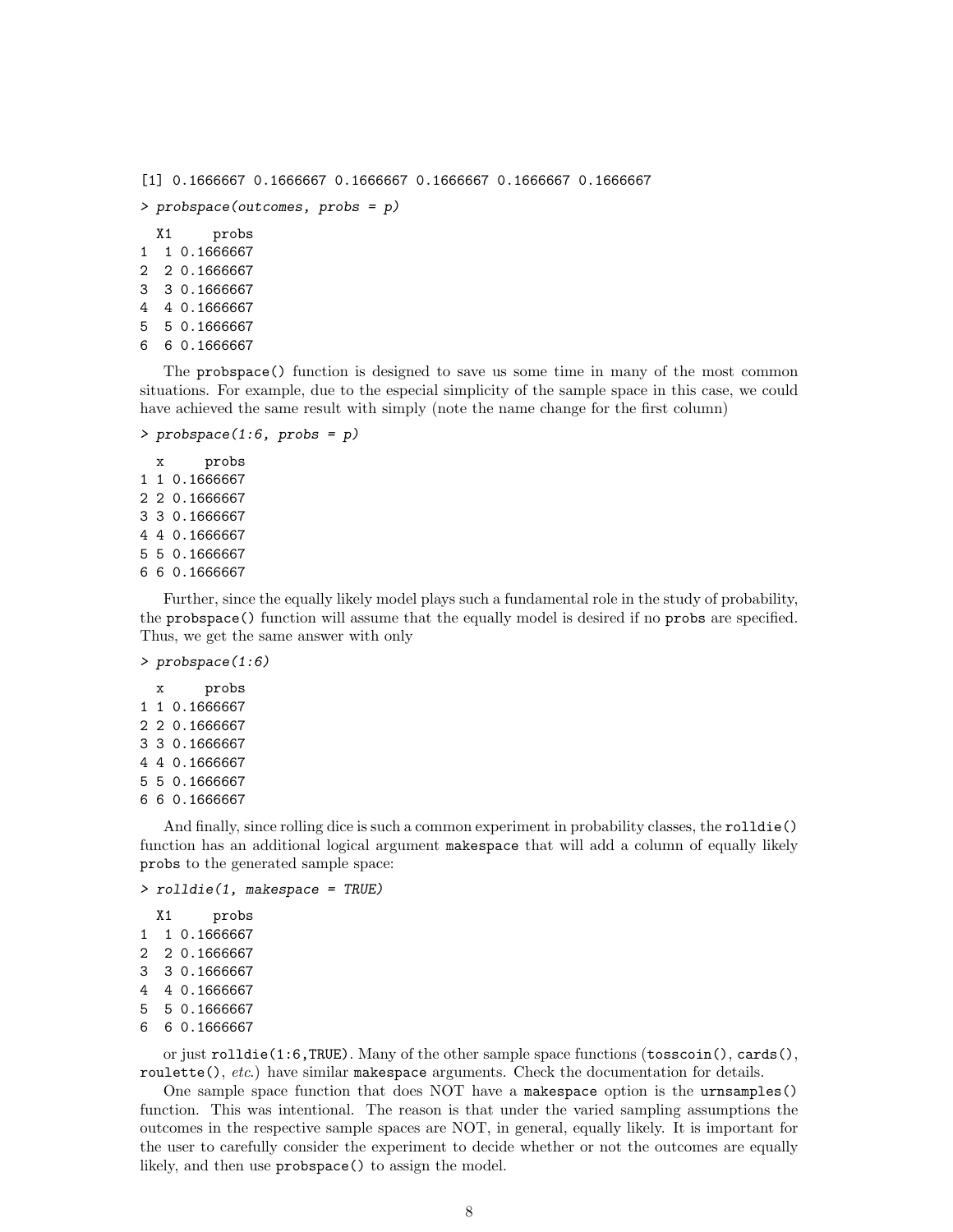```
[1] 0.1666667 0.1666667 0.1666667 0.1666667 0.1666667 0.1666667
```

```
> probspace(outcomes, probs = p)
```

```
  X1     probs
1  1 0.1666667
2  2 0.1666667
3  3 0.1666667
4  4 0.1666667
5  5 0.1666667
6  6 0.1666667
```

The `probspace()` function is designed to save us some time in many of the most common situations. For example, due to the especial simplicity of the sample space in this case, we could have achieved the same result with simply (note the name change for the first column)

```
> probspace(1:6, probs = p)
```

```
  x     probs
1 1 0.1666667
2 2 0.1666667
3 3 0.1666667
4 4 0.1666667
5 5 0.1666667
6 6 0.1666667
```

Further, since the equally likely model plays such a fundamental role in the study of probability, the `probspace()` function will assume that the equally model is desired if no `probs` are specified. Thus, we get the same answer with only

```
> probspace(1:6)
```

```
  x     probs
1 1 0.1666667
2 2 0.1666667
3 3 0.1666667
4 4 0.1666667
5 5 0.1666667
6 6 0.1666667
```

And finally, since rolling dice is such a common experiment in probability classes, the `rolldie()` function has an additional logical argument `makespace` that will add a column of equally likely `probs` to the generated sample space:

```
> rolldie(1, makespace = TRUE)
```

```
  X1     probs
1  1 0.1666667
2  2 0.1666667
3  3 0.1666667
4  4 0.1666667
5  5 0.1666667
6  6 0.1666667
```

or just `rolldie(1:6,TRUE)`. Many of the other sample space functions (`tosscoin()`, `cards()`, `roulette()`, *etc.*) have similar `makespace` arguments. Check the documentation for details.

One sample space function that does NOT have a `makespace` option is the `urnsamples()` function. This was intentional. The reason is that under the varied sampling assumptions the outcomes in the respective sample spaces are NOT, in general, equally likely. It is important for the user to carefully consider the experiment to decide whether or not the outcomes are equally likely, and then use `probspace()` to assign the model.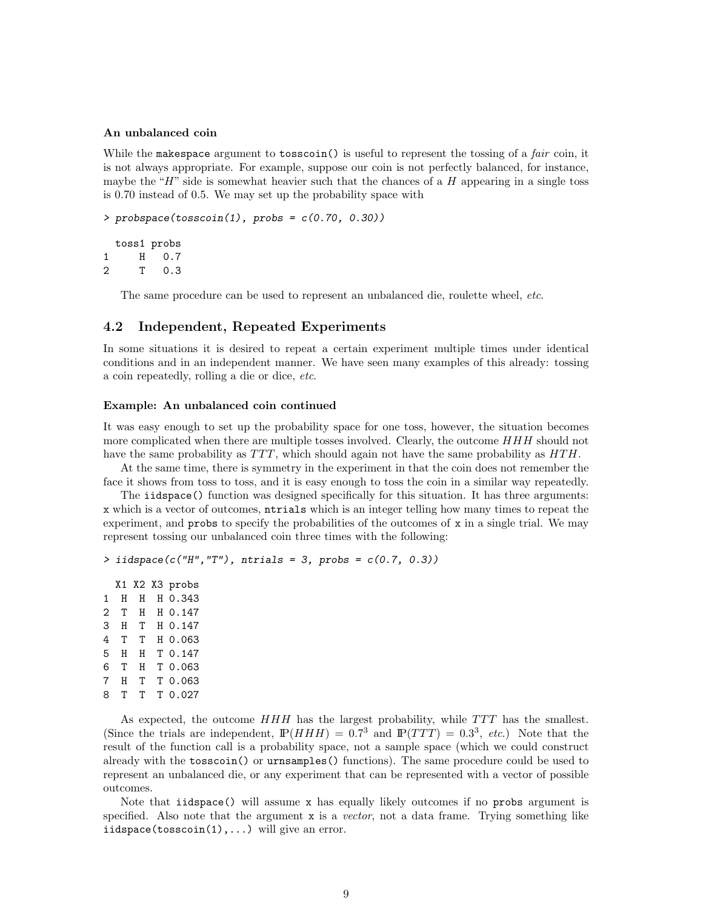### An unbalanced coin

While the `makespace` argument to `tosscoin()` is useful to represent the tossing of a *fair* coin, it is not always appropriate. For example, suppose our coin is not perfectly balanced, for instance, maybe the "$H$" side is somewhat heavier such that the chances of a $H$ appearing in a single toss is 0.70 instead of 0.5. We may set up the probability space with

```
> probspace(tosscoin(1), probs = c(0.70, 0.30))

  toss1 probs
1     H   0.7
2     T   0.3
```

The same procedure can be used to represent an unbalanced die, roulette wheel, *etc.*

## 4.2 Independent, Repeated Experiments

In some situations it is desired to repeat a certain experiment multiple times under identical conditions and in an independent manner. We have seen many examples of this already: tossing a coin repeatedly, rolling a die or dice, *etc.*

### Example: An unbalanced coin continued

It was easy enough to set up the probability space for one toss, however, the situation becomes more complicated when there are multiple tosses involved. Clearly, the outcome $HHH$ should not have the same probability as $TTT$, which should again not have the same probability as $HTH$.

At the same time, there is symmetry in the experiment in that the coin does not remember the face it shows from toss to toss, and it is easy enough to toss the coin in a similar way repeatedly.

The `iidspace()` function was designed specifically for this situation. It has three arguments: `x` which is a vector of outcomes, `ntrials` which is an integer telling how many times to repeat the experiment, and `probs` to specify the probabilities of the outcomes of `x` in a single trial. We may represent tossing our unbalanced coin three times with the following:

```
> iidspace(c("H","T"), ntrials = 3, probs = c(0.7, 0.3))

  X1 X2 X3 probs
1  H  H  H 0.343
2  T  H  H 0.147
3  H  T  H 0.147
4  T  T  H 0.063
5  H  H  T 0.147
6  T  H  T 0.063
7  H  T  T 0.063
8  T  T  T 0.027
```

As expected, the outcome $HHH$ has the largest probability, while $TTT$ has the smallest. (Since the trials are independent, $\mathbb{P}(HHH) = 0.7^3$ and $\mathbb{P}(TTT) = 0.3^3$, *etc.*) Note that the result of the function call is a probability space, not a sample space (which we could construct already with the `tosscoin()` or `urnsamples()` functions). The same procedure could be used to represent an unbalanced die, or any experiment that can be represented with a vector of possible outcomes.

Note that `iidspace()` will assume `x` has equally likely outcomes if no `probs` argument is specified. Also note that the argument `x` is a *vector*, not a data frame. Trying something like `iidspace(tosscoin(1),...)` will give an error.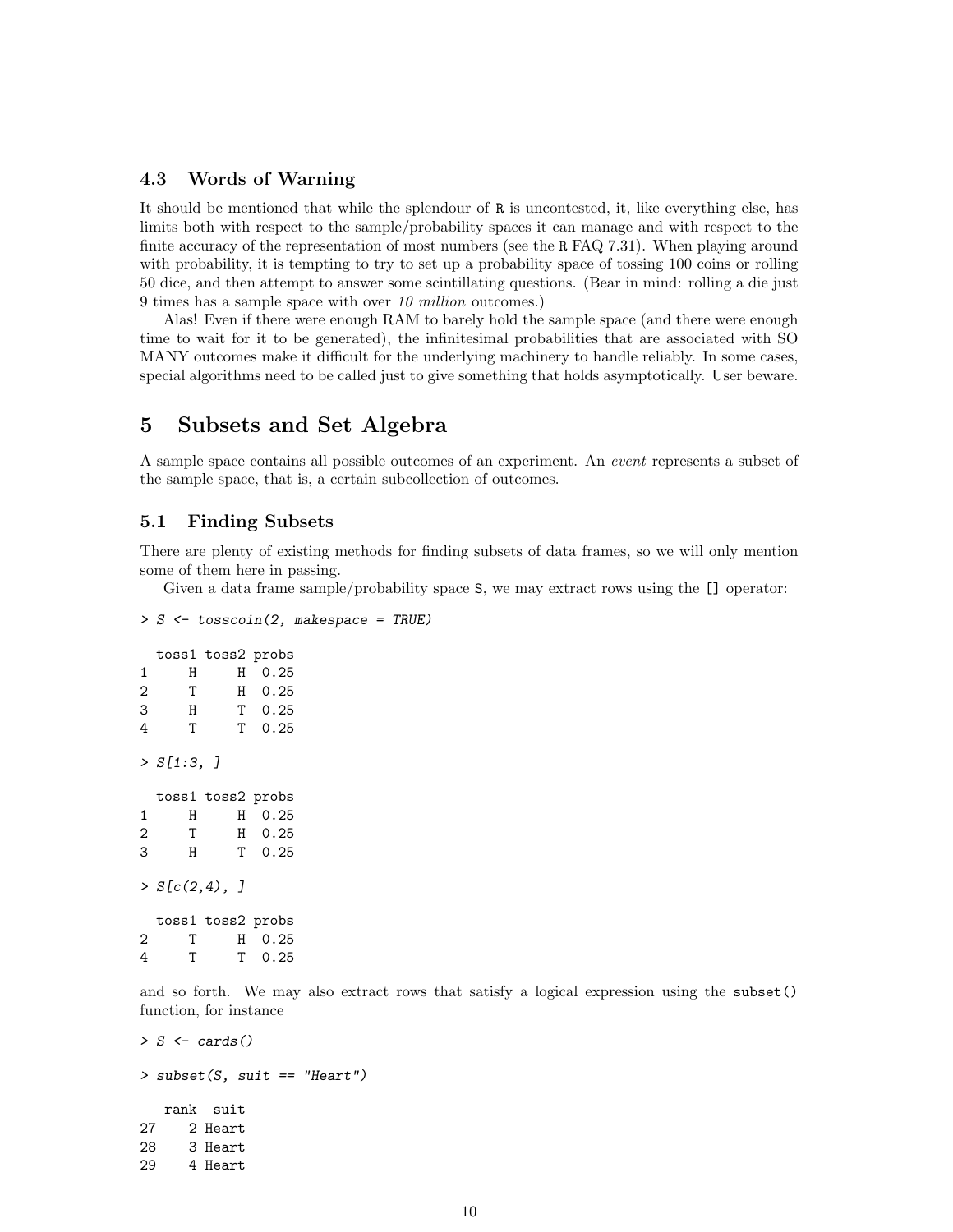### 4.3 Words of Warning

It should be mentioned that while the splendour of `R` is uncontested, it, like everything else, has limits both with respect to the sample/probability spaces it can manage and with respect to the finite accuracy of the representation of most numbers (see the `R` FAQ 7.31). When playing around with probability, it is tempting to try to set up a probability space of tossing 100 coins or rolling 50 dice, and then attempt to answer some scintillating questions. (Bear in mind: rolling a die just 9 times has a sample space with over *10 million* outcomes.)

Alas! Even if there were enough RAM to barely hold the sample space (and there were enough time to wait for it to be generated), the infinitesimal probabilities that are associated with SO MANY outcomes make it difficult for the underlying machinery to handle reliably. In some cases, special algorithms need to be called just to give something that holds asymptotically. User beware.

## 5 Subsets and Set Algebra

A sample space contains all possible outcomes of an experiment. An *event* represents a subset of the sample space, that is, a certain subcollection of outcomes.

### 5.1 Finding Subsets

There are plenty of existing methods for finding subsets of data frames, so we will only mention some of them here in passing.

Given a data frame sample/probability space `S`, we may extract rows using the `[]` operator:

```
> S <- tosscoin(2, makespace = TRUE)

  toss1 toss2 probs
1     H     H  0.25
2     T     H  0.25
3     H     T  0.25
4     T     T  0.25

> S[1:3, ]

  toss1 toss2 probs
1     H     H  0.25
2     T     H  0.25
3     H     T  0.25

> S[c(2,4), ]

  toss1 toss2 probs
2     T     H  0.25
4     T     T  0.25
```

and so forth. We may also extract rows that satisfy a logical expression using the `subset()` function, for instance

```
> S <- cards()

> subset(S, suit == "Heart")

   rank  suit
27    2 Heart
28    3 Heart
29    4 Heart
```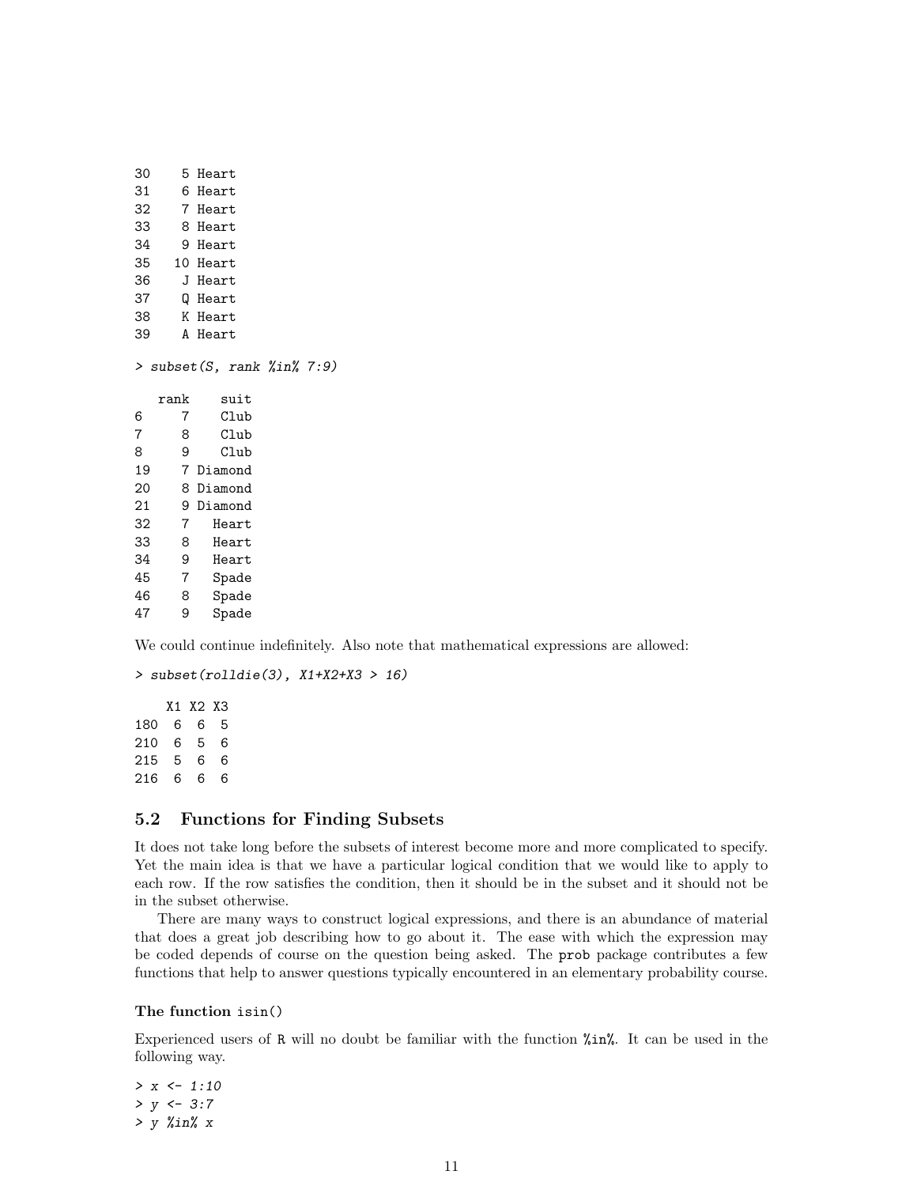```
30    5 Heart
31    6 Heart
32    7 Heart
33    8 Heart
34    9 Heart
35   10 Heart
36    J Heart
37    Q Heart
38    K Heart
39    A Heart
```

```
> subset(S, rank %in% 7:9)
```

```
   rank    suit
6     7    Club
7     8    Club
8     9    Club
19    7 Diamond
20    8 Diamond
21    9 Diamond
32    7   Heart
33    8   Heart
34    9   Heart
45    7   Spade
46    8   Spade
47    9   Spade
```

We could continue indefinitely. Also note that mathematical expressions are allowed:

```
> subset(rolldie(3), X1+X2+X3 > 16)
```

```
    X1 X2 X3
180  6  6  5
210  6  5  6
215  5  6  6
216  6  6  6
```

## 5.2 Functions for Finding Subsets

It does not take long before the subsets of interest become more and more complicated to specify. Yet the main idea is that we have a particular logical condition that we would like to apply to each row. If the row satisfies the condition, then it should be in the subset and it should not be in the subset otherwise.

There are many ways to construct logical expressions, and there is an abundance of material that does a great job describing how to go about it. The ease with which the expression may be coded depends of course on the question being asked. The `prob` package contributes a few functions that help to answer questions typically encountered in an elementary probability course.

**The function `isin()`**

Experienced users of `R` will no doubt be familiar with the function `%in%`. It can be used in the following way.

```
> x <- 1:10
> y <- 3:7
> y %in% x
```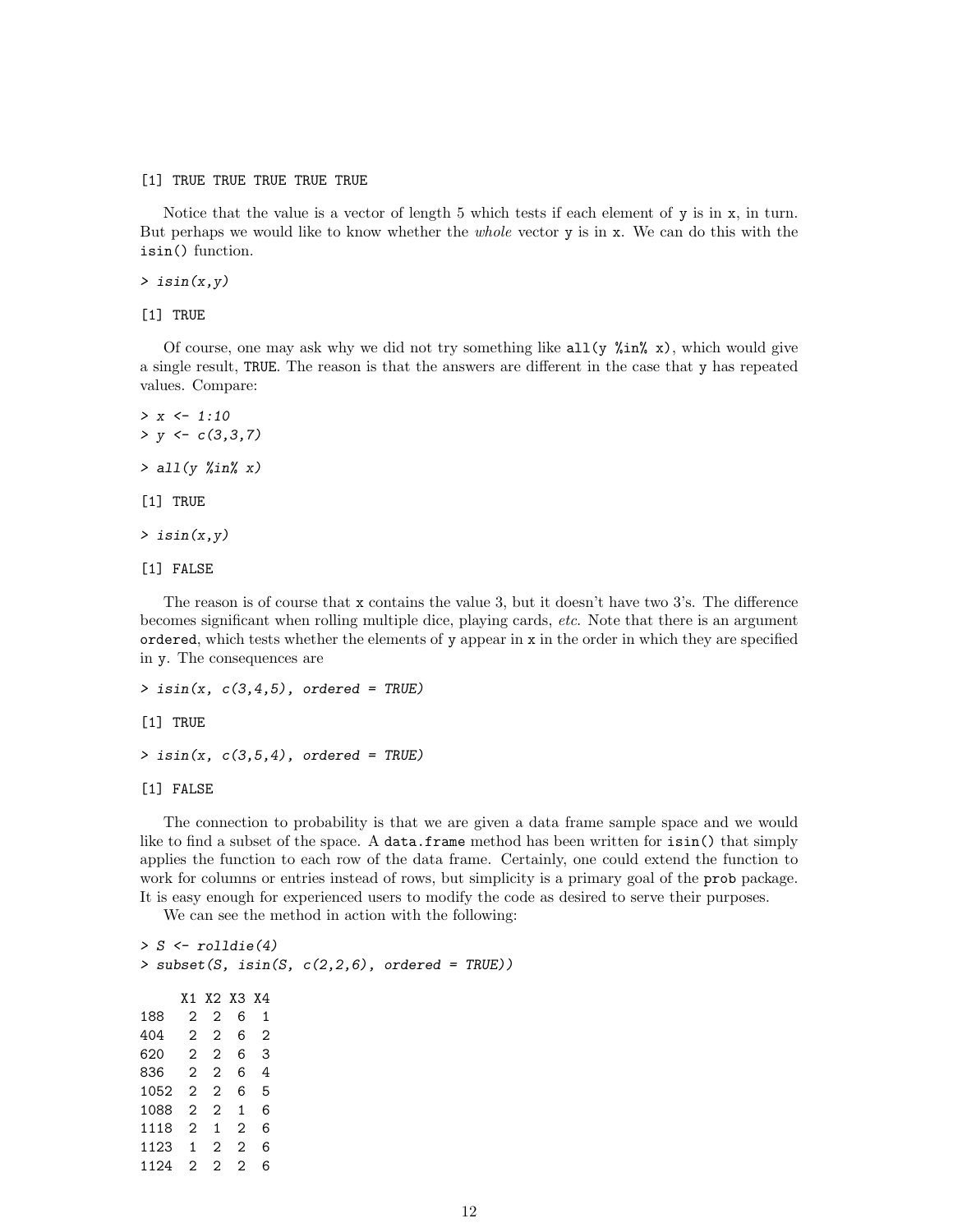```
[1] TRUE TRUE TRUE TRUE TRUE
```

Notice that the value is a vector of length 5 which tests if each element of y is in x, in turn. But perhaps we would like to know whether the *whole* vector y is in x. We can do this with the isin() function.

```
> isin(x,y)
```

```
[1] TRUE
```

Of course, one may ask why we did not try something like all(y %in% x), which would give a single result, TRUE. The reason is that the answers are different in the case that y has repeated values. Compare:

```
> x <- 1:10
> y <- c(3,3,7)
```

```
> all(y %in% x)
```

```
[1] TRUE
```

```
> isin(x,y)
```

```
[1] FALSE
```

The reason is of course that x contains the value 3, but it doesn't have two 3's. The difference becomes significant when rolling multiple dice, playing cards, *etc.* Note that there is an argument ordered, which tests whether the elements of y appear in x in the order in which they are specified in y. The consequences are

```
> isin(x, c(3,4,5), ordered = TRUE)
```

```
[1] TRUE
```

```
> isin(x, c(3,5,4), ordered = TRUE)
```

```
[1] FALSE
```

The connection to probability is that we are given a data frame sample space and we would like to find a subset of the space. A data.frame method has been written for isin() that simply applies the function to each row of the data frame. Certainly, one could extend the function to work for columns or entries instead of rows, but simplicity is a primary goal of the prob package. It is easy enough for experienced users to modify the code as desired to serve their purposes.

We can see the method in action with the following:

```
> S <- rolldie(4)
> subset(S, isin(S, c(2,2,6), ordered = TRUE))
```

```
     X1 X2 X3 X4
188   2  2  6  1
404   2  2  6  2
620   2  2  6  3
836   2  2  6  4
1052  2  2  6  5
1088  2  2  1  6
1118  2  1  2  6
1123  1  2  2  6
1124  2  2  2  6
```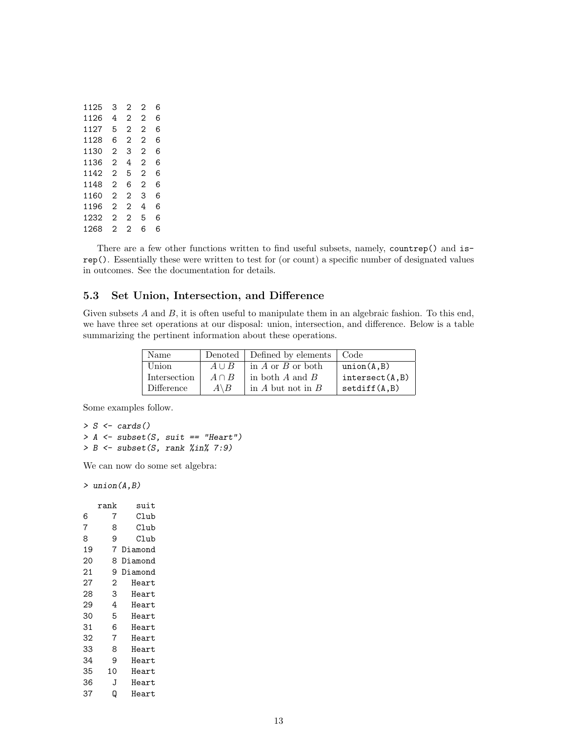```
1125  3  2  2  6
1126  4  2  2  6
1127  5  2  2  6
1128  6  2  2  6
1130  2  3  2  6
1136  2  4  2  6
1142  2  5  2  6
1148  2  6  2  6
1160  2  2  3  6
1196  2  2  4  6
1232  2  2  5  6
1268  2  2  6  6
```

There are a few other functions written to find useful subsets, namely, `countrep()` and `isrep()`. Essentially these were written to test for (or count) a specific number of designated values in outcomes. See the documentation for details.

### 5.3 Set Union, Intersection, and Difference

Given subsets $A$ and $B$, it is often useful to manipulate them in an algebraic fashion. To this end, we have three set operations at our disposal: union, intersection, and difference. Below is a table summarizing the pertinent information about these operations.

| Name | Denoted | Defined by elements | Code |
|---|---|---|---|
| Union | $A \cup B$ | in $A$ or $B$ or both | `union(A,B)` |
| Intersection | $A \cap B$ | in both $A$ and $B$ | `intersect(A,B)` |
| Difference | $A \backslash B$ | in $A$ but not in $B$ | `setdiff(A,B)` |

Some examples follow.

```
> S <- cards()
> A <- subset(S, suit == "Heart")
> B <- subset(S, rank %in% 7:9)
```

We can now do some set algebra:

```
> union(A,B)

   rank    suit
6     7    Club
7     8    Club
8     9    Club
19    7 Diamond
20    8 Diamond
21    9 Diamond
27    2   Heart
28    3   Heart
29    4   Heart
30    5   Heart
31    6   Heart
32    7   Heart
33    8   Heart
34    9   Heart
35   10   Heart
36    J   Heart
37    Q   Heart
```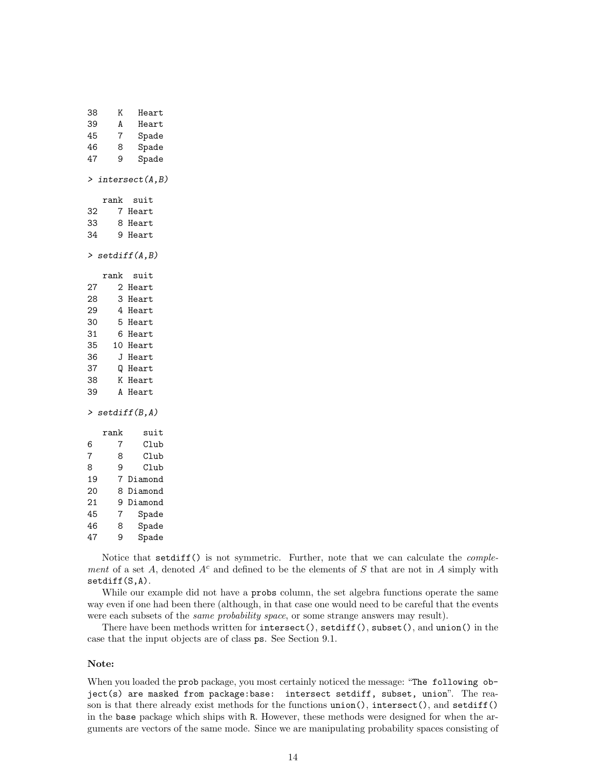```
38    K   Heart
39    A   Heart
45    7   Spade
46    8   Spade
47    9   Spade
```

```
> intersect(A,B)

   rank  suit
32    7 Heart
33    8 Heart
34    9 Heart
```

```
> setdiff(A,B)

   rank  suit
27    2 Heart
28    3 Heart
29    4 Heart
30    5 Heart
31    6 Heart
35   10 Heart
36    J Heart
37    Q Heart
38    K Heart
39    A Heart
```

```
> setdiff(B,A)

   rank    suit
6     7    Club
7     8    Club
8     9    Club
19    7 Diamond
20    8 Diamond
21    9 Diamond
45    7   Spade
46    8   Spade
47    9   Spade
```

Notice that `setdiff()` is not symmetric. Further, note that we can calculate the *complement* of a set $A$, denoted $A^c$ and defined to be the elements of $S$ that are not in $A$ simply with `setdiff(S,A)`.

While our example did not have a `probs` column, the set algebra functions operate the same way even if one had been there (although, in that case one would need to be careful that the events were each subsets of the *same probability space*, or some strange answers may result).

There have been methods written for `intersect()`, `setdiff()`, `subset()`, and `union()` in the case that the input objects are of class `ps`. See Section 9.1.

**Note:**

When you loaded the `prob` package, you most certainly noticed the message: "`The following object(s) are masked from package:base: intersect setdiff, subset, union`". The reason is that there already exist methods for the functions `union()`, `intersect()`, and `setdiff()` in the `base` package which ships with `R`. However, these methods were designed for when the arguments are vectors of the same mode. Since we are manipulating probability spaces consisting of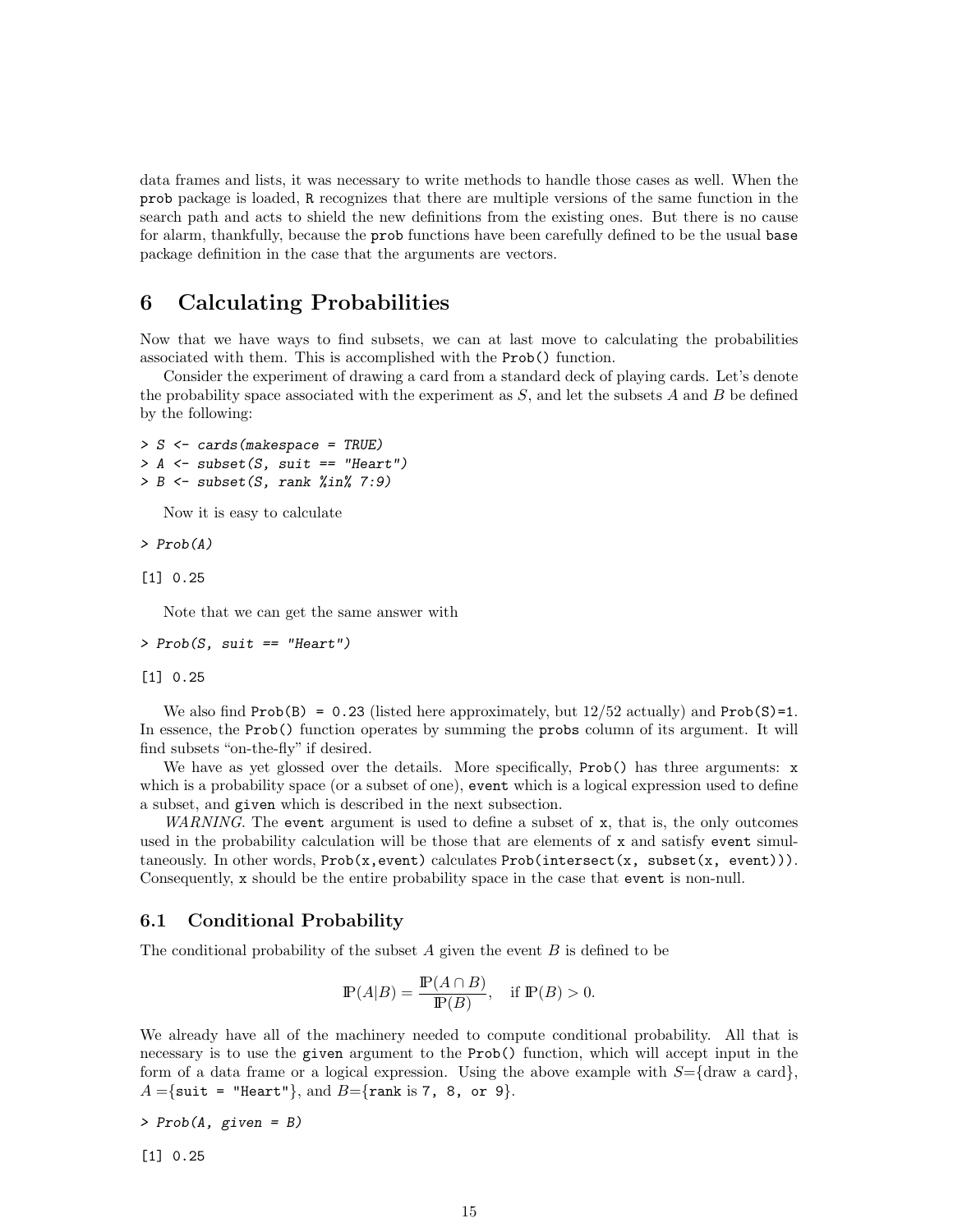data frames and lists, it was necessary to write methods to handle those cases as well. When the `prob` package is loaded, `R` recognizes that there are multiple versions of the same function in the search path and acts to shield the new definitions from the existing ones. But there is no cause for alarm, thankfully, because the `prob` functions have been carefully defined to be the usual `base` package definition in the case that the arguments are vectors.

# 6 Calculating Probabilities

Now that we have ways to find subsets, we can at last move to calculating the probabilities associated with them. This is accomplished with the `Prob()` function.

Consider the experiment of drawing a card from a standard deck of playing cards. Let's denote the probability space associated with the experiment as $S$, and let the subsets $A$ and $B$ be defined by the following:

```
> S <- cards(makespace = TRUE)
> A <- subset(S, suit == "Heart")
> B <- subset(S, rank %in% 7:9)
```

Now it is easy to calculate

```
> Prob(A)

[1] 0.25
```

Note that we can get the same answer with

```
> Prob(S, suit == "Heart")

[1] 0.25
```

We also find `Prob(B) = 0.23` (listed here approximately, but 12/52 actually) and `Prob(S)=1`. In essence, the `Prob()` function operates by summing the `probs` column of its argument. It will find subsets "on-the-fly" if desired.

We have as yet glossed over the details. More specifically, `Prob()` has three arguments: `x` which is a probability space (or a subset of one), `event` which is a logical expression used to define a subset, and `given` which is described in the next subsection.

*WARNING.* The `event` argument is used to define a subset of `x`, that is, the only outcomes used in the probability calculation will be those that are elements of `x` and satisfy `event` simultaneously. In other words, `Prob(x,event)` calculates `Prob(intersect(x, subset(x, event)))`. Consequently, `x` should be the entire probability space in the case that `event` is non-null.

## 6.1 Conditional Probability

The conditional probability of the subset $A$ given the event $B$ is defined to be

$$\mathbb{P}(A|B) = \frac{\mathbb{P}(A \cap B)}{\mathbb{P}(B)}, \quad \text{if } \mathbb{P}(B) > 0.$$

We already have all of the machinery needed to compute conditional probability. All that is necessary is to use the `given` argument to the `Prob()` function, which will accept input in the form of a data frame or a logical expression. Using the above example with $S$={draw a card}, $A$ ={`suit = "Heart"`}, and $B$={`rank` is `7, 8, or 9`}.

```
> Prob(A, given = B)

[1] 0.25
```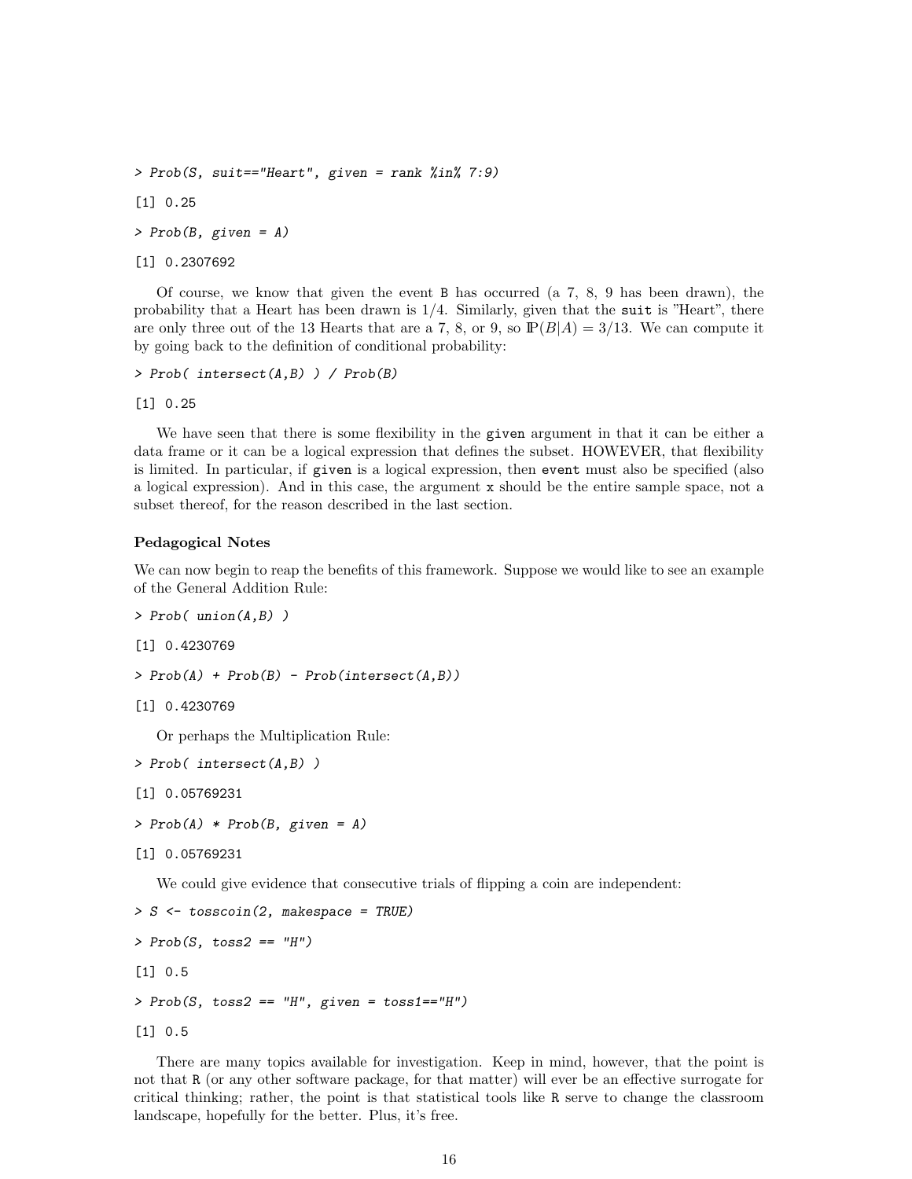```
> Prob(S, suit=="Heart", given = rank %in% 7:9)

[1] 0.25

> Prob(B, given = A)

[1] 0.2307692
```

Of course, we know that given the event B has occurred (a 7, 8, 9 has been drawn), the probability that a Heart has been drawn is 1/4. Similarly, given that the `suit` is "Heart", there are only three out of the 13 Hearts that are a 7, 8, or 9, so $\mathbb{P}(B|A) = 3/13$. We can compute it by going back to the definition of conditional probability:

```
> Prob( intersect(A,B) ) / Prob(B)

[1] 0.25
```

We have seen that there is some flexibility in the `given` argument in that it can be either a data frame or it can be a logical expression that defines the subset. HOWEVER, that flexibility is limited. In particular, if `given` is a logical expression, then `event` must also be specified (also a logical expression). And in this case, the argument `x` should be the entire sample space, not a subset thereof, for the reason described in the last section.

### Pedagogical Notes

We can now begin to reap the benefits of this framework. Suppose we would like to see an example of the General Addition Rule:

```
> Prob( union(A,B) )

[1] 0.4230769

> Prob(A) + Prob(B) - Prob(intersect(A,B))

[1] 0.4230769
```

Or perhaps the Multiplication Rule:

```
> Prob( intersect(A,B) )

[1] 0.05769231

> Prob(A) * Prob(B, given = A)

[1] 0.05769231
```

We could give evidence that consecutive trials of flipping a coin are independent:

```
> S <- tosscoin(2, makespace = TRUE)

> Prob(S, toss2 == "H")

[1] 0.5

> Prob(S, toss2 == "H", given = toss1=="H")

[1] 0.5
```

There are many topics available for investigation. Keep in mind, however, that the point is not that R (or any other software package, for that matter) will ever be an effective surrogate for critical thinking; rather, the point is that statistical tools like R serve to change the classroom landscape, hopefully for the better. Plus, it's free.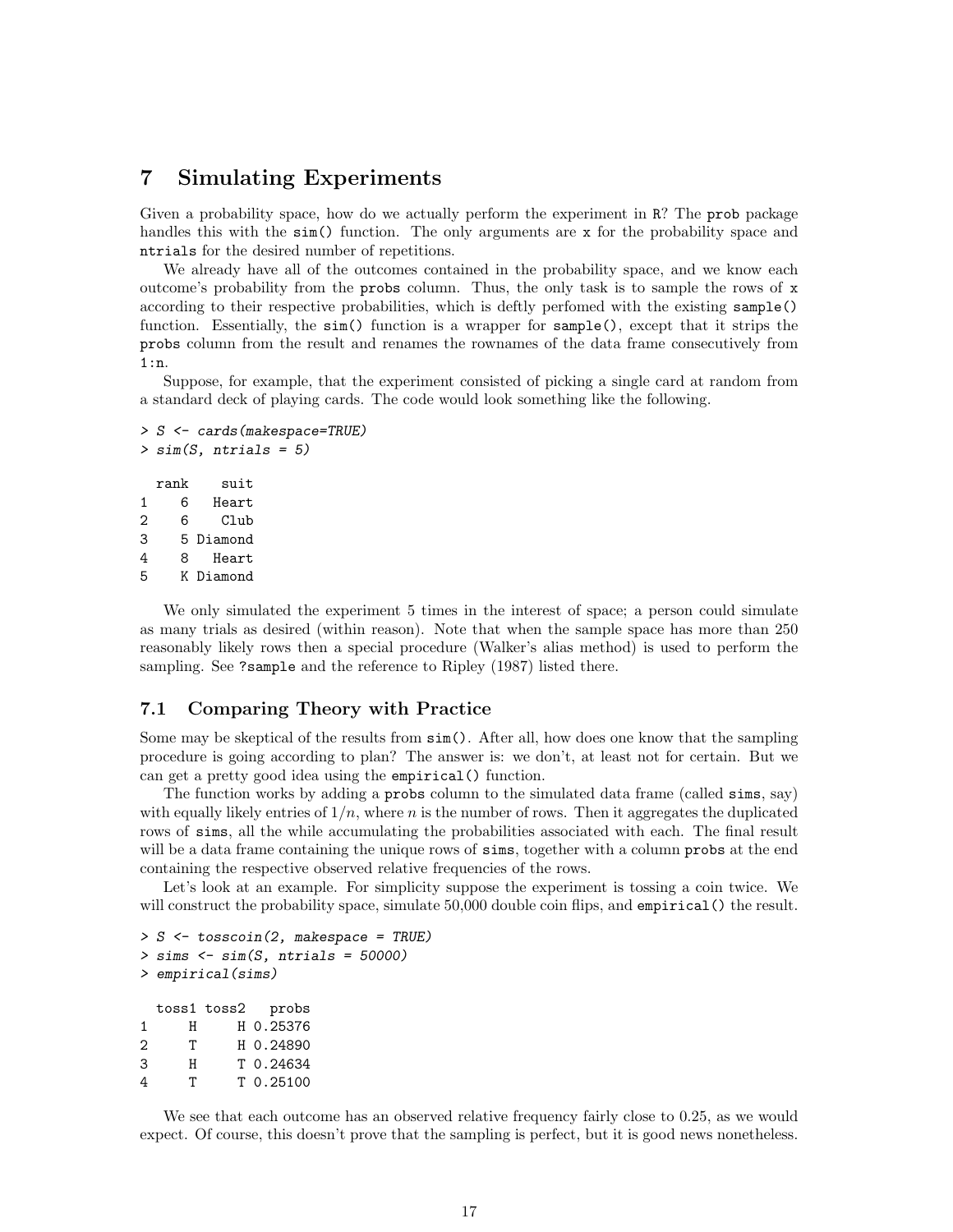## 7 Simulating Experiments

Given a probability space, how do we actually perform the experiment in R? The prob package handles this with the sim() function. The only arguments are x for the probability space and ntrials for the desired number of repetitions.

We already have all of the outcomes contained in the probability space, and we know each outcome's probability from the probs column. Thus, the only task is to sample the rows of x according to their respective probabilities, which is deftly perfomed with the existing sample() function. Essentially, the sim() function is a wrapper for sample(), except that it strips the probs column from the result and renames the rownames of the data frame consecutively from 1:n.

Suppose, for example, that the experiment consisted of picking a single card at random from a standard deck of playing cards. The code would look something like the following.

```
> S <- cards(makespace=TRUE)
> sim(S, ntrials = 5)

  rank    suit
1    6   Heart
2    6    Club
3    5 Diamond
4    8   Heart
5    K Diamond
```

We only simulated the experiment 5 times in the interest of space; a person could simulate as many trials as desired (within reason). Note that when the sample space has more than 250 reasonably likely rows then a special procedure (Walker's alias method) is used to perform the sampling. See ?sample and the reference to Ripley (1987) listed there.

### 7.1 Comparing Theory with Practice

Some may be skeptical of the results from sim(). After all, how does one know that the sampling procedure is going according to plan? The answer is: we don't, at least not for certain. But we can get a pretty good idea using the empirical() function.

The function works by adding a probs column to the simulated data frame (called sims, say) with equally likely entries of $1/n$, where $n$ is the number of rows. Then it aggregates the duplicated rows of sims, all the while accumulating the probabilities associated with each. The final result will be a data frame containing the unique rows of sims, together with a column probs at the end containing the respective observed relative frequencies of the rows.

Let's look at an example. For simplicity suppose the experiment is tossing a coin twice. We will construct the probability space, simulate 50,000 double coin flips, and empirical() the result.

```
> S <- tosscoin(2, makespace = TRUE)
> sims <- sim(S, ntrials = 50000)
> empirical(sims)

  toss1 toss2   probs
1     H     H 0.25376
2     T     H 0.24890
3     H     T 0.24634
4     T     T 0.25100
```

We see that each outcome has an observed relative frequency fairly close to 0.25, as we would expect. Of course, this doesn't prove that the sampling is perfect, but it is good news nonetheless.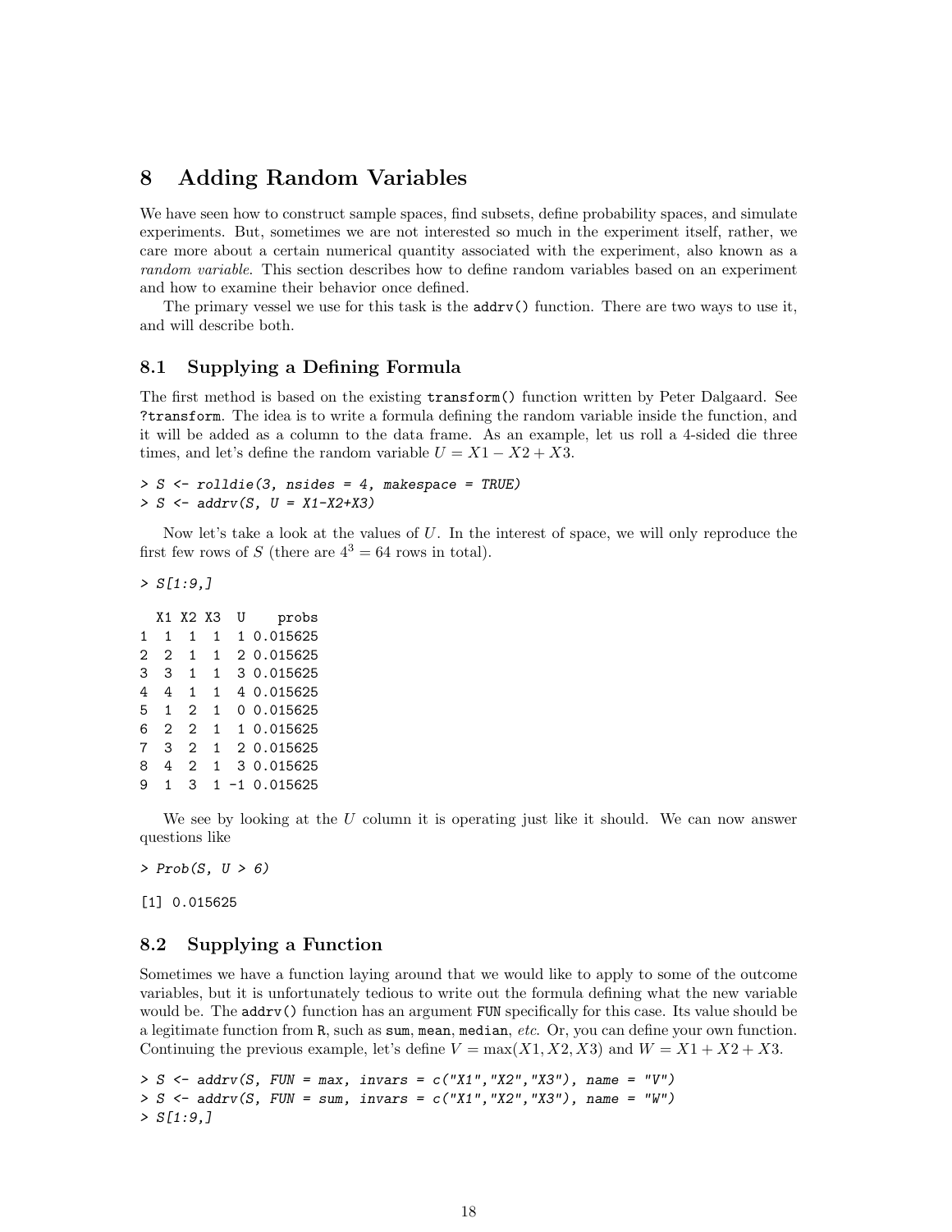## 8 Adding Random Variables

We have seen how to construct sample spaces, find subsets, define probability spaces, and simulate experiments. But, sometimes we are not interested so much in the experiment itself, rather, we care more about a certain numerical quantity associated with the experiment, also known as a *random variable*. This section describes how to define random variables based on an experiment and how to examine their behavior once defined.

The primary vessel we use for this task is the `addrv()` function. There are two ways to use it, and will describe both.

### 8.1 Supplying a Defining Formula

The first method is based on the existing `transform()` function written by Peter Dalgaard. See `?transform`. The idea is to write a formula defining the random variable inside the function, and it will be added as a column to the data frame. As an example, let us roll a 4-sided die three times, and let's define the random variable $U = X1 - X2 + X3$.

```
> S <- rolldie(3, nsides = 4, makespace = TRUE)
> S <- addrv(S, U = X1-X2+X3)
```

Now let's take a look at the values of $U$. In the interest of space, we will only reproduce the first few rows of $S$ (there are $4^3 = 64$ rows in total).

```
> S[1:9,]

  X1 X2 X3  U    probs
1  1  1  1  1 0.015625
2  2  1  1  2 0.015625
3  3  1  1  3 0.015625
4  4  1  1  4 0.015625
5  1  2  1  0 0.015625
6  2  2  1  1 0.015625
7  3  2  1  2 0.015625
8  4  2  1  3 0.015625
9  1  3  1 -1 0.015625
```

We see by looking at the $U$ column it is operating just like it should. We can now answer questions like

```
> Prob(S, U > 6)

[1] 0.015625
```

### 8.2 Supplying a Function

Sometimes we have a function laying around that we would like to apply to some of the outcome variables, but it is unfortunately tedious to write out the formula defining what the new variable would be. The `addrv()` function has an argument `FUN` specifically for this case. Its value should be a legitimate function from `R`, such as `sum`, `mean`, `median`, *etc.* Or, you can define your own function. Continuing the previous example, let's define $V = \max(X1, X2, X3)$ and $W = X1 + X2 + X3$.

```
> S <- addrv(S, FUN = max, invars = c("X1","X2","X3"), name = "V")
> S <- addrv(S, FUN = sum, invars = c("X1","X2","X3"), name = "W")
> S[1:9,]
```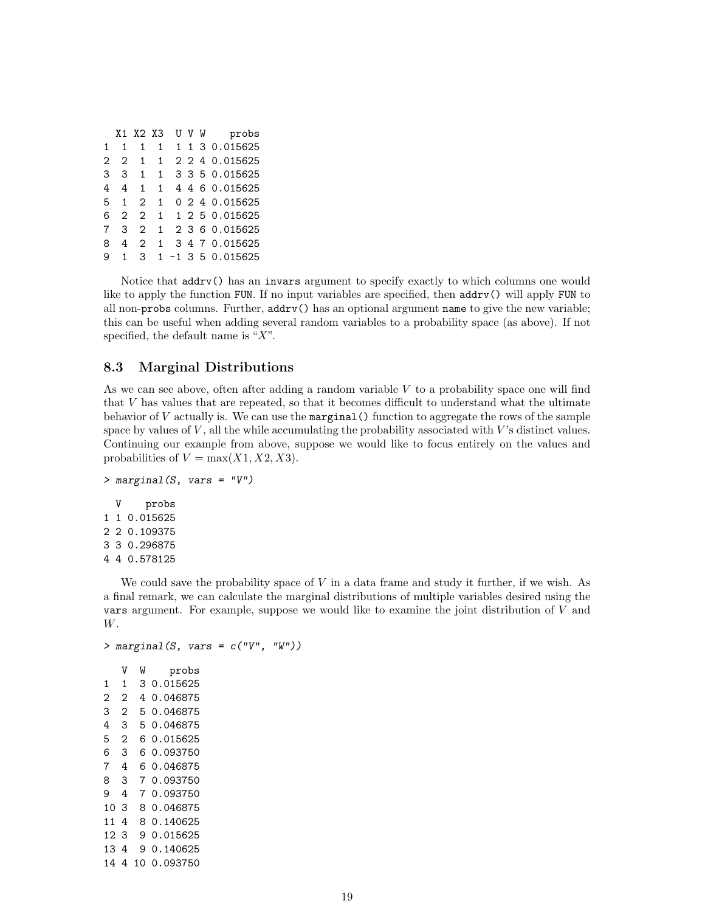```
  X1 X2 X3  U V W    probs
1  1  1  1  1 1 3 0.015625
2  2  1  1  2 2 4 0.015625
3  3  1  1  3 3 5 0.015625
4  4  1  1  4 4 6 0.015625
5  1  2  1  0 2 4 0.015625
6  2  2  1  1 2 5 0.015625
7  3  2  1  2 3 6 0.015625
8  4  2  1  3 4 7 0.015625
9  1  3  1 -1 3 5 0.015625
```

Notice that `addrv()` has an `invars` argument to specify exactly to which columns one would like to apply the function `FUN`. If no input variables are specified, then `addrv()` will apply `FUN` to all non-`probs` columns. Further, `addrv()` has an optional argument `name` to give the new variable; this can be useful when adding several random variables to a probability space (as above). If not specified, the default name is "$X$".

### 8.3 Marginal Distributions

As we can see above, often after adding a random variable $V$ to a probability space one will find that $V$ has values that are repeated, so that it becomes difficult to understand what the ultimate behavior of $V$ actually is. We can use the `marginal()` function to aggregate the rows of the sample space by values of $V$, all the while accumulating the probability associated with $V$'s distinct values. Continuing our example from above, suppose we would like to focus entirely on the values and probabilities of $V = \max(X1, X2, X3)$.

```
> marginal(S, vars = "V")

  V    probs
1 1 0.015625
2 2 0.109375
3 3 0.296875
4 4 0.578125
```

We could save the probability space of $V$ in a data frame and study it further, if we wish. As a final remark, we can calculate the marginal distributions of multiple variables desired using the `vars` argument. For example, suppose we would like to examine the joint distribution of $V$ and $W$.

```
> marginal(S, vars = c("V", "W"))

   V  W    probs
1  1  3 0.015625
2  2  4 0.046875
3  2  5 0.046875
4  3  5 0.046875
5  2  6 0.015625
6  3  6 0.093750
7  4  6 0.046875
8  3  7 0.093750
9  4  7 0.093750
10 3  8 0.046875
11 4  8 0.140625
12 3  9 0.015625
13 4  9 0.140625
14 4 10 0.093750
```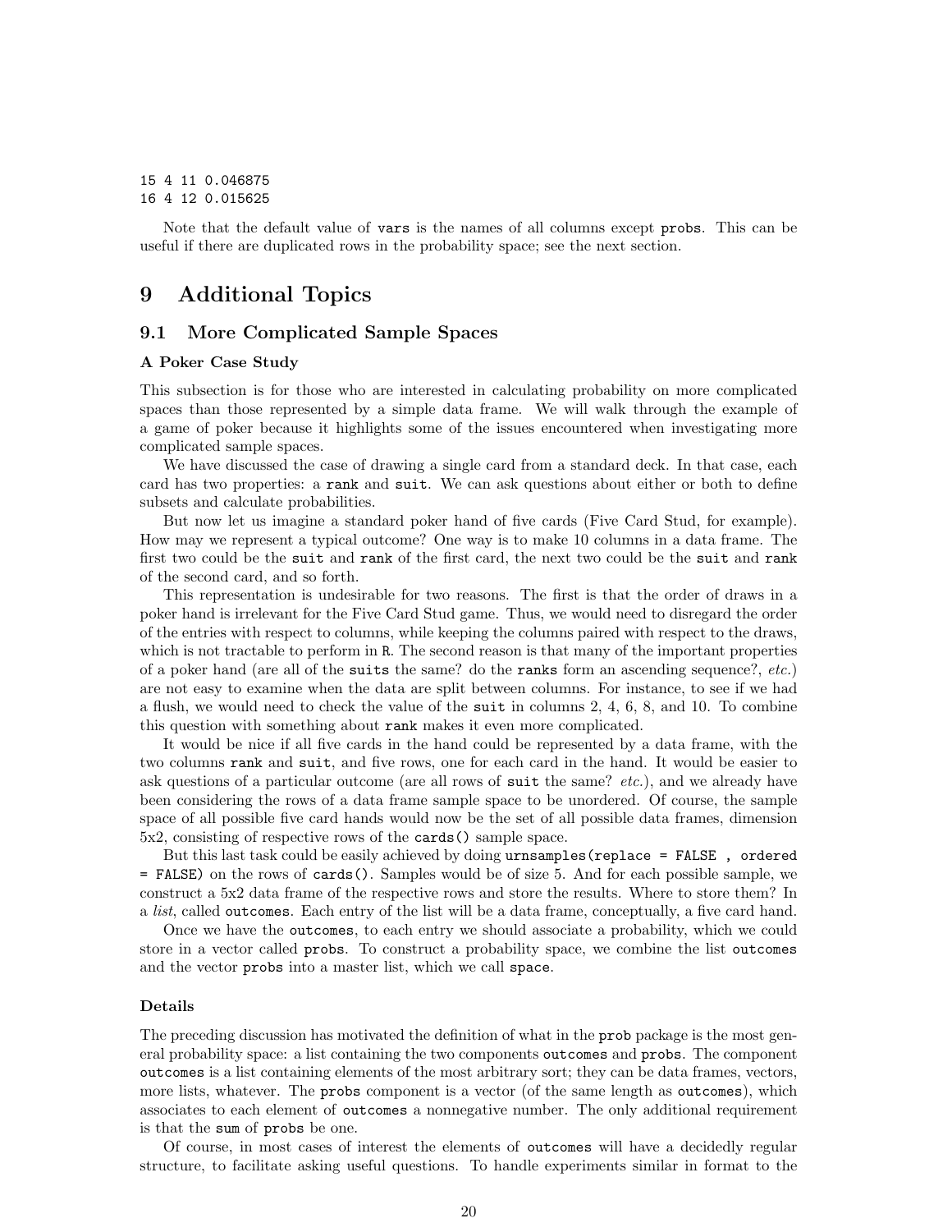```
15 4 11 0.046875
16 4 12 0.015625
```

Note that the default value of `vars` is the names of all columns except `probs`. This can be useful if there are duplicated rows in the probability space; see the next section.

# 9 Additional Topics

## 9.1 More Complicated Sample Spaces

### A Poker Case Study

This subsection is for those who are interested in calculating probability on more complicated spaces than those represented by a simple data frame. We will walk through the example of a game of poker because it highlights some of the issues encountered when investigating more complicated sample spaces.

We have discussed the case of drawing a single card from a standard deck. In that case, each card has two properties: a `rank` and `suit`. We can ask questions about either or both to define subsets and calculate probabilities.

But now let us imagine a standard poker hand of five cards (Five Card Stud, for example). How may we represent a typical outcome? One way is to make 10 columns in a data frame. The first two could be the `suit` and `rank` of the first card, the next two could be the `suit` and `rank` of the second card, and so forth.

This representation is undesirable for two reasons. The first is that the order of draws in a poker hand is irrelevant for the Five Card Stud game. Thus, we would need to disregard the order of the entries with respect to columns, while keeping the columns paired with respect to the draws, which is not tractable to perform in R. The second reason is that many of the important properties of a poker hand (are all of the `suits` the same? do the `ranks` form an ascending sequence?, *etc.*) are not easy to examine when the data are split between columns. For instance, to see if we had a flush, we would need to check the value of the `suit` in columns 2, 4, 6, 8, and 10. To combine this question with something about `rank` makes it even more complicated.

It would be nice if all five cards in the hand could be represented by a data frame, with the two columns `rank` and `suit`, and five rows, one for each card in the hand. It would be easier to ask questions of a particular outcome (are all rows of `suit` the same? *etc.*), and we already have been considering the rows of a data frame sample space to be unordered. Of course, the sample space of all possible five card hands would now be the set of all possible data frames, dimension 5x2, consisting of respective rows of the `cards()` sample space.

But this last task could be easily achieved by doing `urnsamples(replace = FALSE , ordered = FALSE)` on the rows of `cards()`. Samples would be of size 5. And for each possible sample, we construct a 5x2 data frame of the respective rows and store the results. Where to store them? In a *list*, called `outcomes`. Each entry of the list will be a data frame, conceptually, a five card hand.

Once we have the `outcomes`, to each entry we should associate a probability, which we could store in a vector called `probs`. To construct a probability space, we combine the list `outcomes` and the vector `probs` into a master list, which we call `space`.

### Details

The preceding discussion has motivated the definition of what in the `prob` package is the most general probability space: a list containing the two components `outcomes` and `probs`. The component `outcomes` is a list containing elements of the most arbitrary sort; they can be data frames, vectors, more lists, whatever. The `probs` component is a vector (of the same length as `outcomes`), which associates to each element of `outcomes` a nonnegative number. The only additional requirement is that the `sum` of `probs` be one.

Of course, in most cases of interest the elements of `outcomes` will have a decidedly regular structure, to facilitate asking useful questions. To handle experiments similar in format to the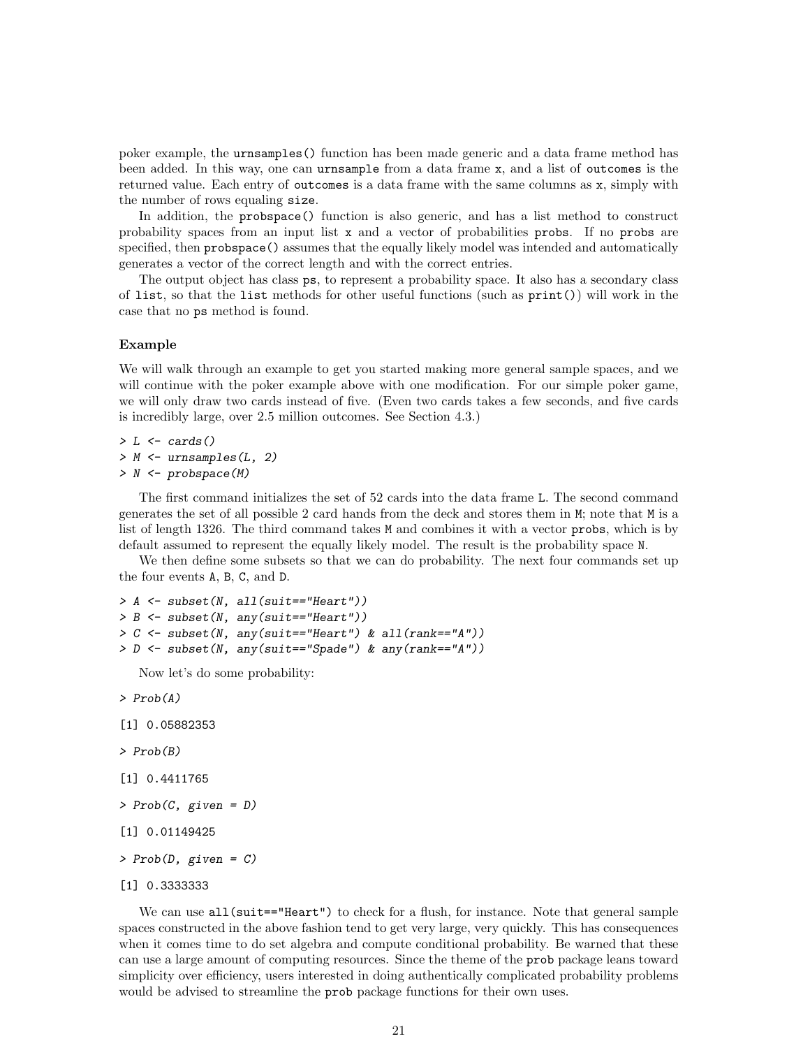poker example, the `urnsamples()` function has been made generic and a data frame method has been added. In this way, one can `urnsample` from a data frame `x`, and a list of `outcomes` is the returned value. Each entry of `outcomes` is a data frame with the same columns as `x`, simply with the number of rows equaling `size`.

In addition, the `probspace()` function is also generic, and has a list method to construct probability spaces from an input list `x` and a vector of probabilities `probs`. If no `probs` are specified, then `probspace()` assumes that the equally likely model was intended and automatically generates a vector of the correct length and with the correct entries.

The output object has class `ps`, to represent a probability space. It also has a secondary class of `list`, so that the `list` methods for other useful functions (such as `print()`) will work in the case that no `ps` method is found.

### Example

We will walk through an example to get you started making more general sample spaces, and we will continue with the poker example above with one modification. For our simple poker game, we will only draw two cards instead of five. (Even two cards takes a few seconds, and five cards is incredibly large, over 2.5 million outcomes. See Section 4.3.)

```
> L <- cards()
> M <- urnsamples(L, 2)
> N <- probspace(M)
```

The first command initializes the set of 52 cards into the data frame `L`. The second command generates the set of all possible 2 card hands from the deck and stores them in `M`; note that `M` is a list of length 1326. The third command takes `M` and combines it with a vector `probs`, which is by default assumed to represent the equally likely model. The result is the probability space `N`.

We then define some subsets so that we can do probability. The next four commands set up the four events `A`, `B`, `C`, and `D`.

```
> A <- subset(N, all(suit=="Heart"))
> B <- subset(N, any(suit=="Heart"))
> C <- subset(N, any(suit=="Heart") & all(rank=="A"))
> D <- subset(N, any(suit=="Spade") & any(rank=="A"))
```

Now let's do some probability:

```
> Prob(A)

[1] 0.05882353

> Prob(B)

[1] 0.4411765

> Prob(C, given = D)

[1] 0.01149425

> Prob(D, given = C)

[1] 0.3333333
```

We can use `all(suit=="Heart")` to check for a flush, for instance. Note that general sample spaces constructed in the above fashion tend to get very large, very quickly. This has consequences when it comes time to do set algebra and compute conditional probability. Be warned that these can use a large amount of computing resources. Since the theme of the `prob` package leans toward simplicity over efficiency, users interested in doing authentically complicated probability problems would be advised to streamline the `prob` package functions for their own uses.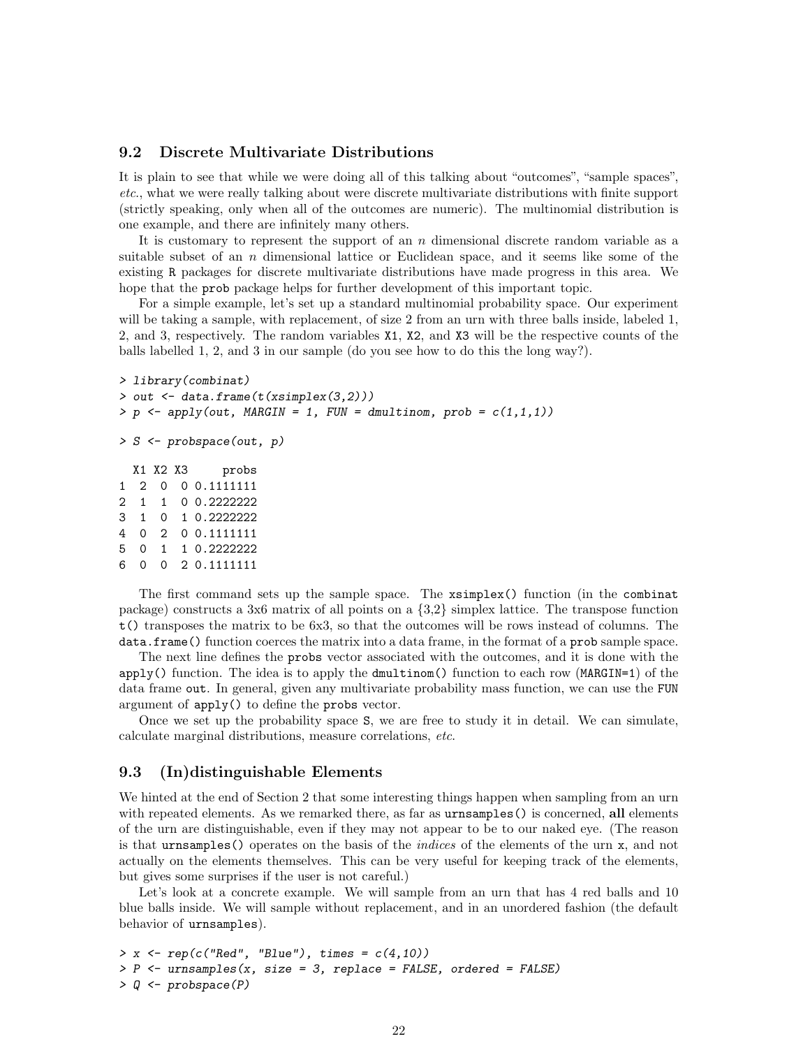## 9.2 Discrete Multivariate Distributions

It is plain to see that while we were doing all of this talking about "outcomes", "sample spaces", *etc.*, what we were really talking about were discrete multivariate distributions with finite support (strictly speaking, only when all of the outcomes are numeric). The multinomial distribution is one example, and there are infinitely many others.

It is customary to represent the support of an $n$ dimensional discrete random variable as a suitable subset of an $n$ dimensional lattice or Euclidean space, and it seems like some of the existing R packages for discrete multivariate distributions have made progress in this area. We hope that the prob package helps for further development of this important topic.

For a simple example, let's set up a standard multinomial probability space. Our experiment will be taking a sample, with replacement, of size 2 from an urn with three balls inside, labeled 1, 2, and 3, respectively. The random variables X1, X2, and X3 will be the respective counts of the balls labelled 1, 2, and 3 in our sample (do you see how to do this the long way?).

```
> library(combinat)
> out <- data.frame(t(xsimplex(3,2)))
> p <- apply(out, MARGIN = 1, FUN = dmultinom, prob = c(1,1,1))

> S <- probspace(out, p)

  X1 X2 X3     probs
1  2  0  0 0.1111111
2  1  1  0 0.2222222
3  1  0  1 0.2222222
4  0  2  0 0.1111111
5  0  1  1 0.2222222
6  0  0  2 0.1111111
```

The first command sets up the sample space. The `xsimplex()` function (in the combinat package) constructs a 3x6 matrix of all points on a {3,2} simplex lattice. The transpose function `t()` transposes the matrix to be 6x3, so that the outcomes will be rows instead of columns. The `data.frame()` function coerces the matrix into a data frame, in the format of a prob sample space.

The next line defines the probs vector associated with the outcomes, and it is done with the `apply()` function. The idea is to apply the `dmultinom()` function to each row (MARGIN=1) of the data frame out. In general, given any multivariate probability mass function, we can use the FUN argument of `apply()` to define the probs vector.

Once we set up the probability space S, we are free to study it in detail. We can simulate, calculate marginal distributions, measure correlations, *etc.*

## 9.3 (In)distinguishable Elements

We hinted at the end of Section 2 that some interesting things happen when sampling from an urn with repeated elements. As we remarked there, as far as `urnsamples()` is concerned, **all** elements of the urn are distinguishable, even if they may not appear to be to our naked eye. (The reason is that `urnsamples()` operates on the basis of the *indices* of the elements of the urn x, and not actually on the elements themselves. This can be very useful for keeping track of the elements, but gives some surprises if the user is not careful.)

Let's look at a concrete example. We will sample from an urn that has 4 red balls and 10 blue balls inside. We will sample without replacement, and in an unordered fashion (the default behavior of urnsamples).

```
> x <- rep(c("Red", "Blue"), times = c(4,10))
> P <- urnsamples(x, size = 3, replace = FALSE, ordered = FALSE)
> Q <- probspace(P)
```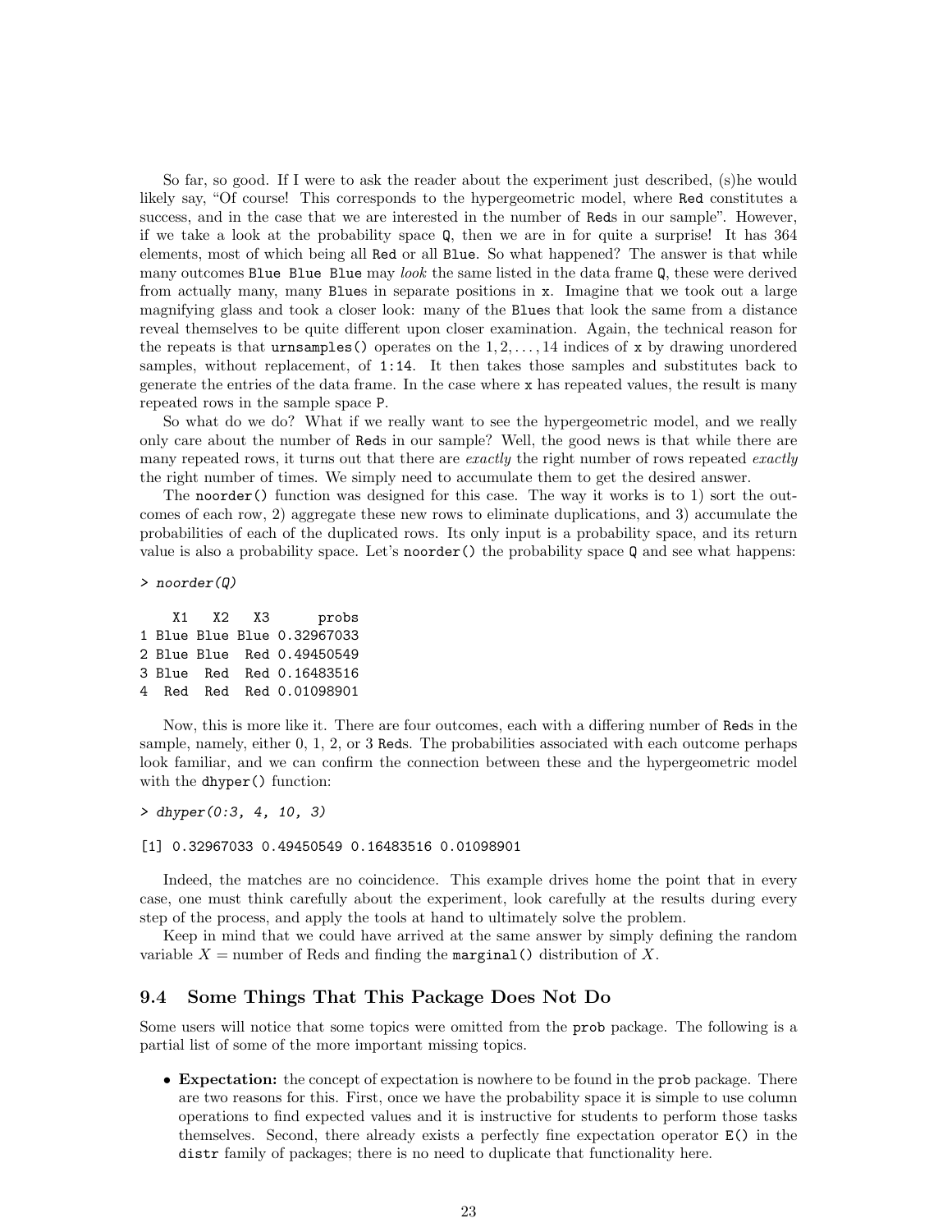So far, so good. If I were to ask the reader about the experiment just described, (s)he would likely say, "Of course! This corresponds to the hypergeometric model, where `Red` constitutes a success, and in the case that we are interested in the number of `Red`s in our sample". However, if we take a look at the probability space `Q`, then we are in for quite a surprise! It has 364 elements, most of which being all `Red` or all `Blue`. So what happened? The answer is that while many outcomes `Blue Blue Blue` may *look* the same listed in the data frame `Q`, these were derived from actually many, many `Blue`s in separate positions in `x`. Imagine that we took out a large magnifying glass and took a closer look: many of the `Blue`s that look the same from a distance reveal themselves to be quite different upon closer examination. Again, the technical reason for the repeats is that `urnsamples()` operates on the $1, 2, \ldots, 14$ indices of `x` by drawing unordered samples, without replacement, of `1:14`. It then takes those samples and substitutes back to generate the entries of the data frame. In the case where `x` has repeated values, the result is many repeated rows in the sample space `P`.

So what do we do? What if we really want to see the hypergeometric model, and we really only care about the number of `Red`s in our sample? Well, the good news is that while there are many repeated rows, it turns out that there are *exactly* the right number of rows repeated *exactly* the right number of times. We simply need to accumulate them to get the desired answer.

The `noorder()` function was designed for this case. The way it works is to 1) sort the outcomes of each row, 2) aggregate these new rows to eliminate duplications, and 3) accumulate the probabilities of each of the duplicated rows. Its only input is a probability space, and its return value is also a probability space. Let's `noorder()` the probability space `Q` and see what happens:

```
> noorder(Q)

    X1   X2   X3      probs
1 Blue Blue Blue 0.32967033
2 Blue Blue  Red 0.49450549
3 Blue  Red  Red 0.16483516
4  Red  Red  Red 0.01098901
```

Now, this is more like it. There are four outcomes, each with a differing number of `Red`s in the sample, namely, either 0, 1, 2, or 3 `Red`s. The probabilities associated with each outcome perhaps look familiar, and we can confirm the connection between these and the hypergeometric model with the `dhyper()` function:

```
> dhyper(0:3, 4, 10, 3)

[1] 0.32967033 0.49450549 0.16483516 0.01098901
```

Indeed, the matches are no coincidence. This example drives home the point that in every case, one must think carefully about the experiment, look carefully at the results during every step of the process, and apply the tools at hand to ultimately solve the problem.

Keep in mind that we could have arrived at the same answer by simply defining the random variable $X$ = number of Reds and finding the `marginal()` distribution of $X$.

## 9.4 Some Things That This Package Does Not Do

Some users will notice that some topics were omitted from the `prob` package. The following is a partial list of some of the more important missing topics.

- **Expectation:** the concept of expectation is nowhere to be found in the `prob` package. There are two reasons for this. First, once we have the probability space it is simple to use column operations to find expected values and it is instructive for students to perform those tasks themselves. Second, there already exists a perfectly fine expectation operator `E()` in the `distr` family of packages; there is no need to duplicate that functionality here.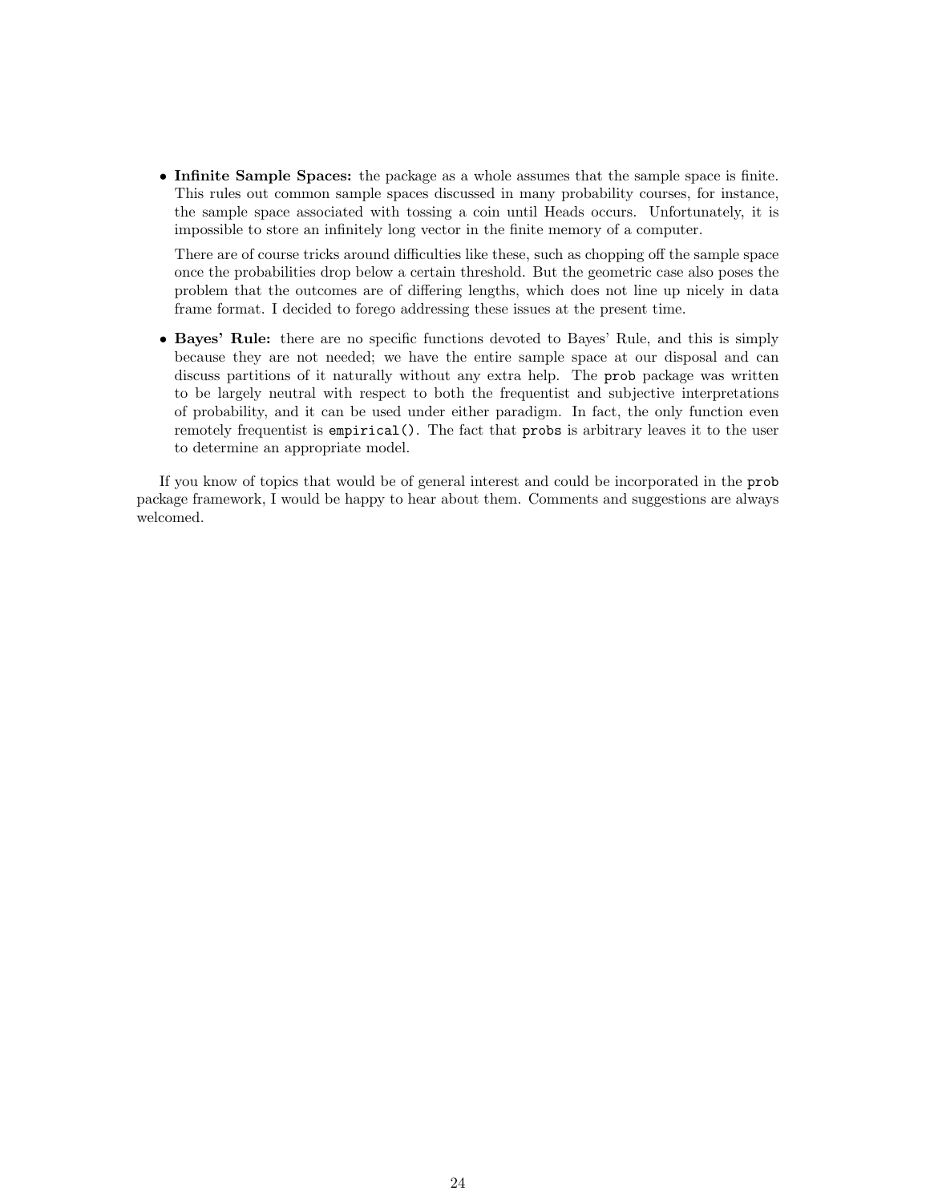- **Infinite Sample Spaces:** the package as a whole assumes that the sample space is finite. This rules out common sample spaces discussed in many probability courses, for instance, the sample space associated with tossing a coin until Heads occurs. Unfortunately, it is impossible to store an infinitely long vector in the finite memory of a computer.

  There are of course tricks around difficulties like these, such as chopping off the sample space once the probabilities drop below a certain threshold. But the geometric case also poses the problem that the outcomes are of differing lengths, which does not line up nicely in data frame format. I decided to forego addressing these issues at the present time.

- **Bayes' Rule:** there are no specific functions devoted to Bayes' Rule, and this is simply because they are not needed; we have the entire sample space at our disposal and can discuss partitions of it naturally without any extra help. The `prob` package was written to be largely neutral with respect to both the frequentist and subjective interpretations of probability, and it can be used under either paradigm. In fact, the only function even remotely frequentist is `empirical()`. The fact that `probs` is arbitrary leaves it to the user to determine an appropriate model.

If you know of topics that would be of general interest and could be incorporated in the `prob` package framework, I would be happy to hear about them. Comments and suggestions are always welcomed.